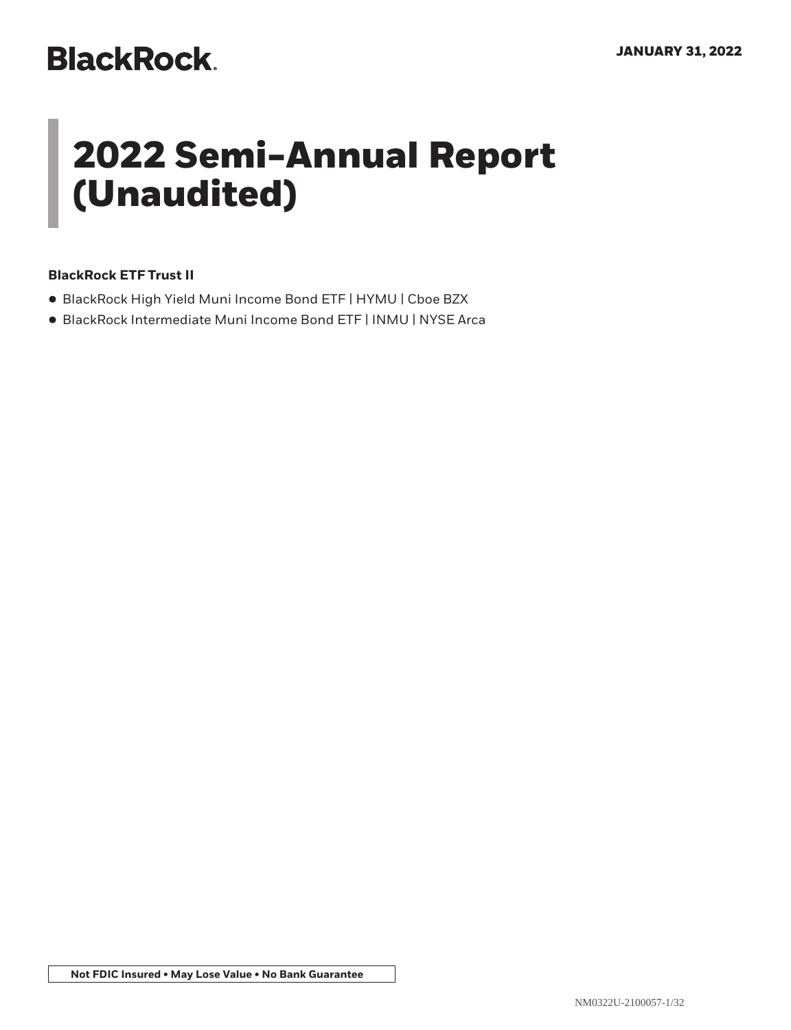BlackRock.

JANUARY 31, 2022

# 2022 Semi-Annual Report (Unaudited)

**BlackRock ETF Trust II**

- BlackRock High Yield Muni Income Bond ETF | HYMU | Cboe BZX
- BlackRock Intermediate Muni Income Bond ETF | INMU | NYSE Arca

**Not FDIC Insured • May Lose Value • No Bank Guarantee**

NM0322U-2100057-1/32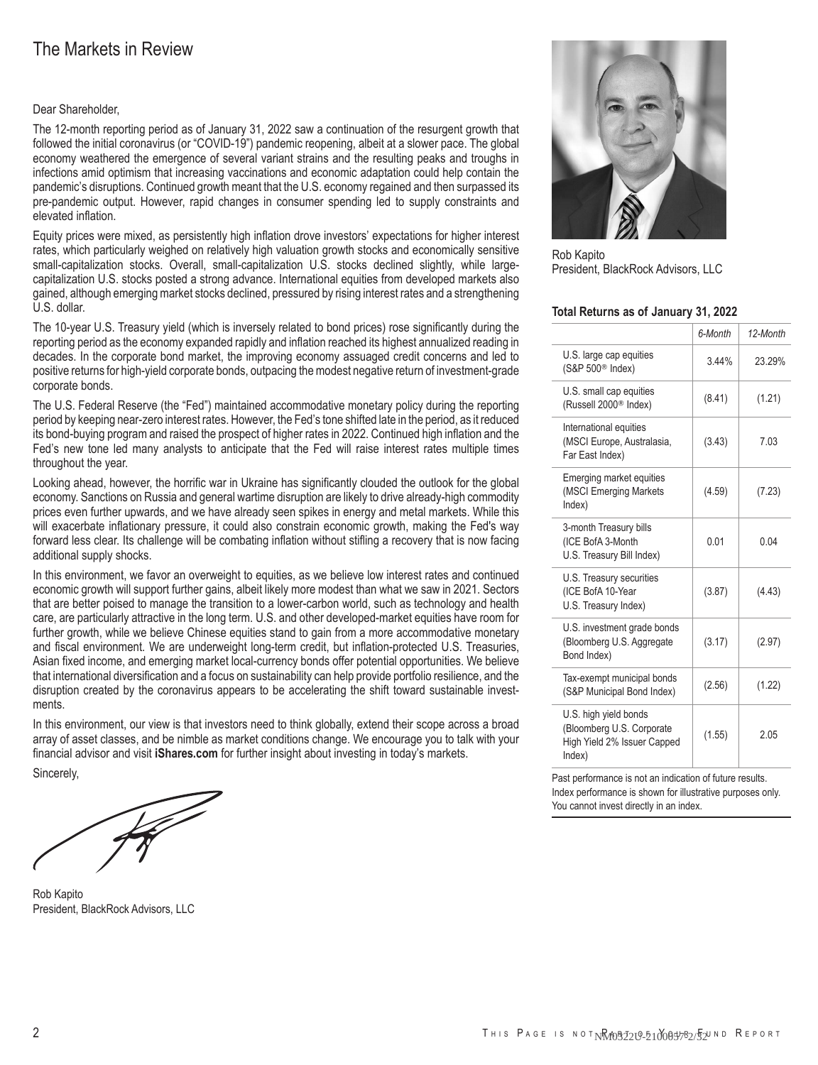# The Markets in Review

Dear Shareholder,

The 12-month reporting period as of January 31, 2022 saw a continuation of the resurgent growth that followed the initial coronavirus (or "COVID-19") pandemic reopening, albeit at a slower pace. The global economy weathered the emergence of several variant strains and the resulting peaks and troughs in infections amid optimism that increasing vaccinations and economic adaptation could help contain the pandemic's disruptions. Continued growth meant that the U.S. economy regained and then surpassed its pre-pandemic output. However, rapid changes in consumer spending led to supply constraints and elevated inflation.

Equity prices were mixed, as persistently high inflation drove investors' expectations for higher interest rates, which particularly weighed on relatively high valuation growth stocks and economically sensitive small-capitalization stocks. Overall, small-capitalization U.S. stocks declined slightly, while large-capitalization U.S. stocks posted a strong advance. International equities from developed markets also gained, although emerging market stocks declined, pressured by rising interest rates and a strengthening U.S. dollar.

The 10-year U.S. Treasury yield (which is inversely related to bond prices) rose significantly during the reporting period as the economy expanded rapidly and inflation reached its highest annualized reading in decades. In the corporate bond market, the improving economy assuaged credit concerns and led to positive returns for high-yield corporate bonds, outpacing the modest negative return of investment-grade corporate bonds.

The U.S. Federal Reserve (the "Fed") maintained accommodative monetary policy during the reporting period by keeping near-zero interest rates. However, the Fed's tone shifted late in the period, as it reduced its bond-buying program and raised the prospect of higher rates in 2022. Continued high inflation and the Fed's new tone led many analysts to anticipate that the Fed will raise interest rates multiple times throughout the year.

Looking ahead, however, the horrific war in Ukraine has significantly clouded the outlook for the global economy. Sanctions on Russia and general wartime disruption are likely to drive already-high commodity prices even further upwards, and we have already seen spikes in energy and metal markets. While this will exacerbate inflationary pressure, it could also constrain economic growth, making the Fed's way forward less clear. Its challenge will be combating inflation without stifling a recovery that is now facing additional supply shocks.

In this environment, we favor an overweight to equities, as we believe low interest rates and continued economic growth will support further gains, albeit likely more modest than what we saw in 2021. Sectors that are better poised to manage the transition to a lower-carbon world, such as technology and health care, are particularly attractive in the long term. U.S. and other developed-market equities have room for further growth, while we believe Chinese equities stand to gain from a more accommodative monetary and fiscal environment. We are underweight long-term credit, but inflation-protected U.S. Treasuries, Asian fixed income, and emerging market local-currency bonds offer potential opportunities. We believe that international diversification and a focus on sustainability can help provide portfolio resilience, and the disruption created by the coronavirus appears to be accelerating the shift toward sustainable investments.

In this environment, our view is that investors need to think globally, extend their scope across a broad array of asset classes, and be nimble as market conditions change. We encourage you to talk with your financial advisor and visit **iShares.com** for further insight about investing in today's markets.

Sincerely,

Rob Kapito
President, BlackRock Advisors, LLC

Rob Kapito
President, BlackRock Advisors, LLC

**Total Returns as of January 31, 2022**

| | *6-Month* | *12-Month* |
|---|---|---|
| U.S. large cap equities (S&P 500® Index) | 3.44% | 23.29% |
| U.S. small cap equities (Russell 2000® Index) | (8.41) | (1.21) |
| International equities (MSCI Europe, Australasia, Far East Index) | (3.43) | 7.03 |
| Emerging market equities (MSCI Emerging Markets Index) | (4.59) | (7.23) |
| 3-month Treasury bills (ICE BofA 3-Month U.S. Treasury Bill Index) | 0.01 | 0.04 |
| U.S. Treasury securities (ICE BofA 10-Year U.S. Treasury Index) | (3.87) | (4.43) |
| U.S. investment grade bonds (Bloomberg U.S. Aggregate Bond Index) | (3.17) | (2.97) |
| Tax-exempt municipal bonds (S&P Municipal Bond Index) | (2.56) | (1.22) |
| U.S. high yield bonds (Bloomberg U.S. Corporate High Yield 2% Issuer Capped Index) | (1.55) | 2.05 |

Past performance is not an indication of future results. Index performance is shown for illustrative purposes only. You cannot invest directly in an index.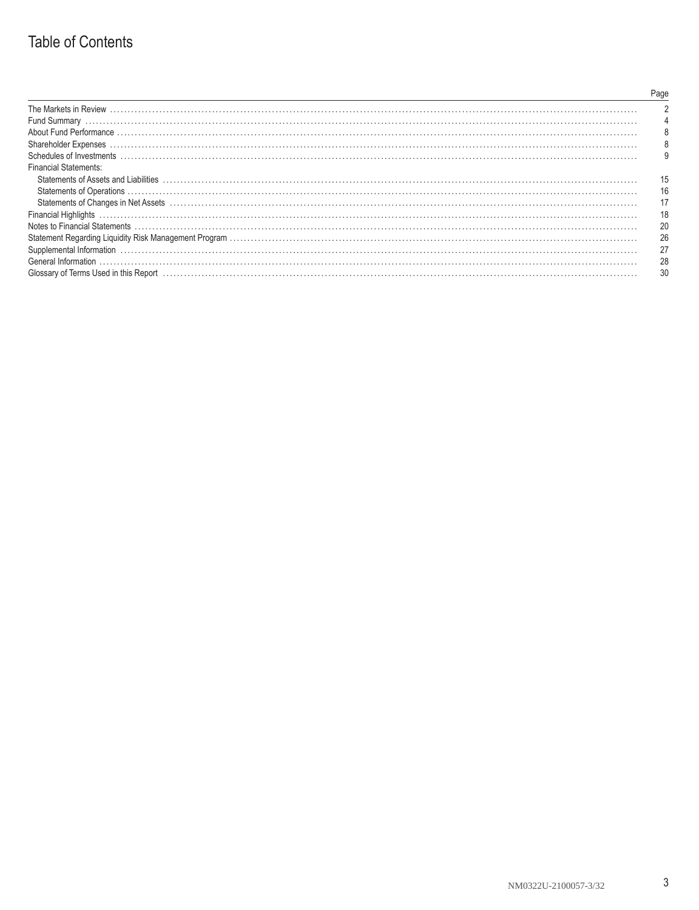# Table of Contents

| | Page |
|---|---|
| The Markets in Review | 2 |
| Fund Summary | 4 |
| About Fund Performance | 8 |
| Shareholder Expenses | 8 |
| Schedules of Investments | 9 |
| Financial Statements: | |
| Statements of Assets and Liabilities | 15 |
| Statements of Operations | 16 |
| Statements of Changes in Net Assets | 17 |
| Financial Highlights | 18 |
| Notes to Financial Statements | 20 |
| Statement Regarding Liquidity Risk Management Program | 26 |
| Supplemental Information | 27 |
| General Information | 28 |
| Glossary of Terms Used in this Report | 30 |

NM0322U-2100057-3/32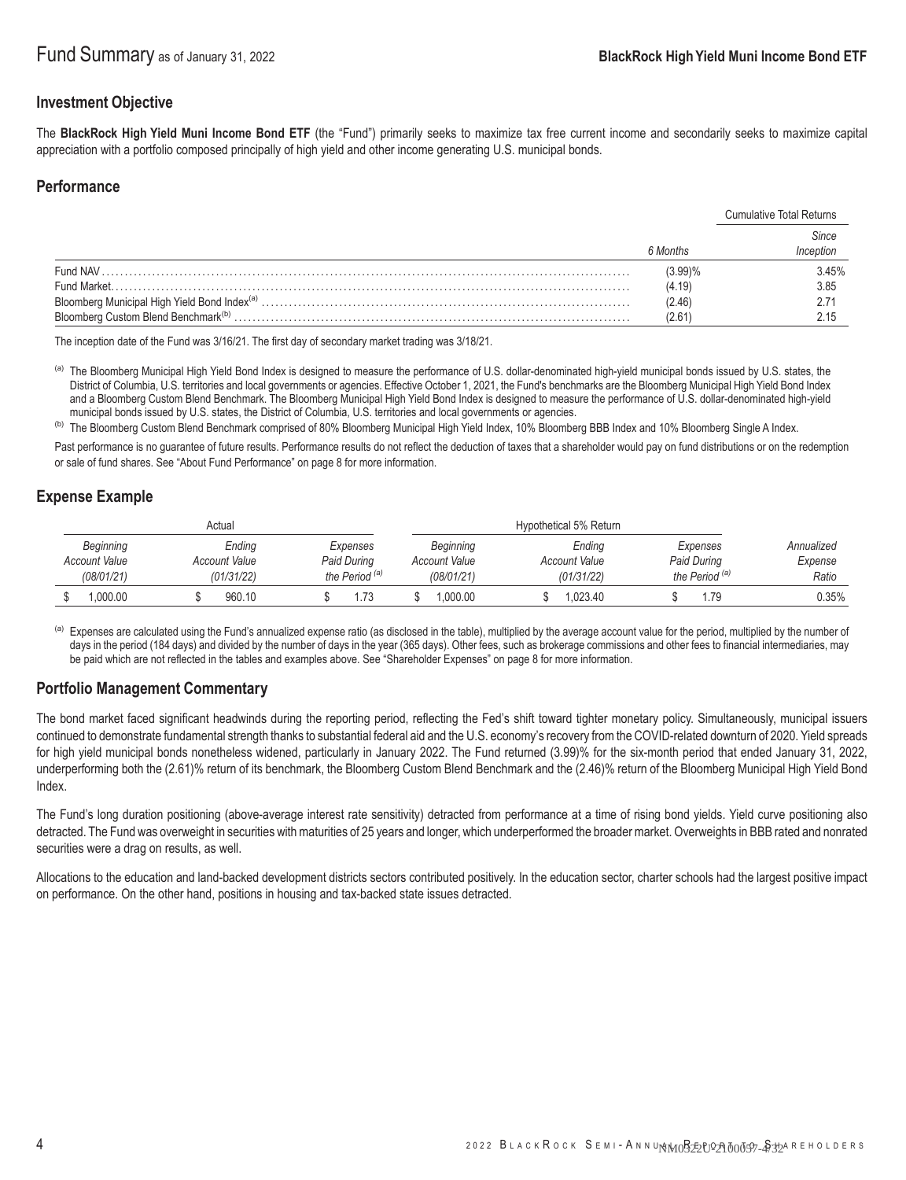# Fund Summary as of January 31, 2022

**BlackRock High Yield Muni Income Bond ETF**

## Investment Objective

The **BlackRock High Yield Muni Income Bond ETF** (the "Fund") primarily seeks to maximize tax free current income and secondarily seeks to maximize capital appreciation with a portfolio composed principally of high yield and other income generating U.S. municipal bonds.

## Performance

| | | Cumulative Total Returns |
|---|---|---|
| | *6 Months* | *Since Inception* |
| Fund NAV | (3.99)% | 3.45% |
| Fund Market | (4.19) | 3.85 |
| Bloomberg Municipal High Yield Bond Index[a] | (2.46) | 2.71 |
| Bloomberg Custom Blend Benchmark[b] | (2.61) | 2.15 |

The inception date of the Fund was 3/16/21. The first day of secondary market trading was 3/18/21.

[a] The Bloomberg Municipal High Yield Bond Index is designed to measure the performance of U.S. dollar-denominated high-yield municipal bonds issued by U.S. states, the District of Columbia, U.S. territories and local governments or agencies. Effective October 1, 2021, the Fund's benchmarks are the Bloomberg Municipal High Yield Bond Index and a Bloomberg Custom Blend Benchmark. The Bloomberg Municipal High Yield Bond Index is designed to measure the performance of U.S. dollar-denominated high-yield municipal bonds issued by U.S. states, the District of Columbia, U.S. territories and local governments or agencies.

[b] The Bloomberg Custom Blend Benchmark comprised of 80% Bloomberg Municipal High Yield Index, 10% Bloomberg BBB Index and 10% Bloomberg Single A Index.

Past performance is no guarantee of future results. Performance results do not reflect the deduction of taxes that a shareholder would pay on fund distributions or on the redemption or sale of fund shares. See "About Fund Performance" on page 8 for more information.

## Expense Example

| Actual | | | Hypothetical 5% Return | | | |
|---|---|---|---|---|---|---|
| *Beginning Account Value (08/01/21)* | *Ending Account Value (01/31/22)* | *Expenses Paid During the Period [a]* | *Beginning Account Value (08/01/21)* | *Ending Account Value (01/31/22)* | *Expenses Paid During the Period [a]* | *Annualized Expense Ratio* |
| $ 1,000.00 | $ 960.10 | $ 1.73 | $ 1,000.00 | $ 1,023.40 | $ 1.79 | 0.35% |

[a] Expenses are calculated using the Fund's annualized expense ratio (as disclosed in the table), multiplied by the average account value for the period, multiplied by the number of days in the period (184 days) and divided by the number of days in the year (365 days). Other fees, such as brokerage commissions and other fees to financial intermediaries, may be paid which are not reflected in the tables and examples above. See "Shareholder Expenses" on page 8 for more information.

## Portfolio Management Commentary

The bond market faced significant headwinds during the reporting period, reflecting the Fed's shift toward tighter monetary policy. Simultaneously, municipal issuers continued to demonstrate fundamental strength thanks to substantial federal aid and the U.S. economy's recovery from the COVID-related downturn of 2020. Yield spreads for high yield municipal bonds nonetheless widened, particularly in January 2022. The Fund returned (3.99)% for the six-month period that ended January 31, 2022, underperforming both the (2.61)% return of its benchmark, the Bloomberg Custom Blend Benchmark and the (2.46)% return of the Bloomberg Municipal High Yield Bond Index.

The Fund's long duration positioning (above-average interest rate sensitivity) detracted from performance at a time of rising bond yields. Yield curve positioning also detracted. The Fund was overweight in securities with maturities of 25 years and longer, which underperformed the broader market. Overweights in BBB rated and nonrated securities were a drag on results, as well.

Allocations to the education and land-backed development districts sectors contributed positively. In the education sector, charter schools had the largest positive impact on performance. On the other hand, positions in housing and tax-backed state issues detracted.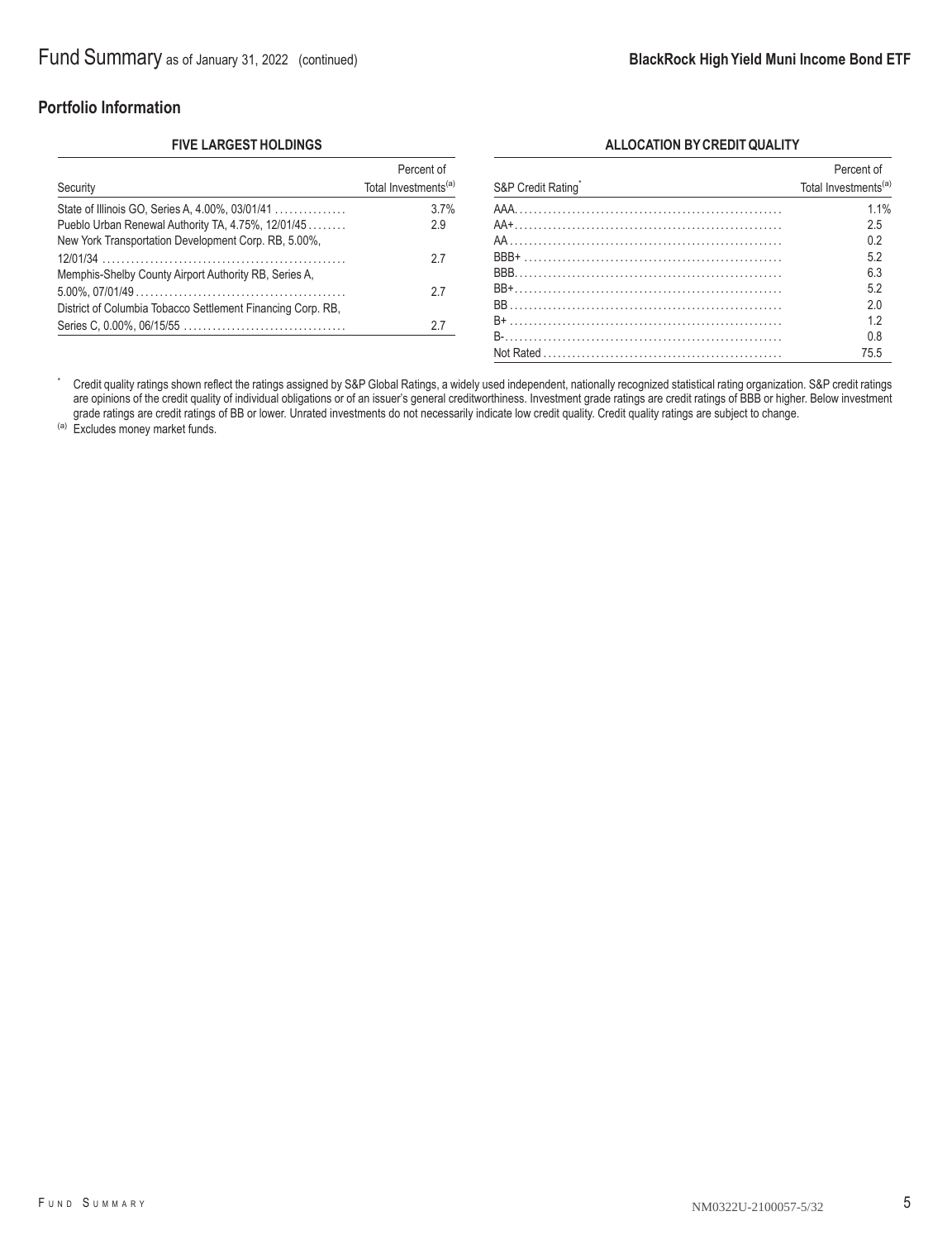## Portfolio Information

**FIVE LARGEST HOLDINGS**

| Security | Percent of Total Investments[(a)] |
|---|---|
| State of Illinois GO, Series A, 4.00%, 03/01/41 | 3.7% |
| Pueblo Urban Renewal Authority TA, 4.75%, 12/01/45 | 2.9 |
| New York Transportation Development Corp. RB, 5.00%, 12/01/34 | 2.7 |
| Memphis-Shelby County Airport Authority RB, Series A, 5.00%, 07/01/49 | 2.7 |
| District of Columbia Tobacco Settlement Financing Corp. RB, Series C, 0.00%, 06/15/55 | 2.7 |

**ALLOCATION BY CREDIT QUALITY**

| S&P Credit Rating* | Percent of Total Investments[(a)] |
|---|---|
| AAA | 1.1% |
| AA+ | 2.5 |
| AA | 0.2 |
| BBB+ | 5.2 |
| BBB | 6.3 |
| BB+ | 5.2 |
| BB | 2.0 |
| B+ | 1.2 |
| B- | 0.8 |
| Not Rated | 75.5 |

\* Credit quality ratings shown reflect the ratings assigned by S&P Global Ratings, a widely used independent, nationally recognized statistical rating organization. S&P credit ratings are opinions of the credit quality of individual obligations or of an issuer's general creditworthiness. Investment grade ratings are credit ratings of BBB or higher. Below investment grade ratings are credit ratings of BB or lower. Unrated investments do not necessarily indicate low credit quality. Credit quality ratings are subject to change.

(a) Excludes money market funds.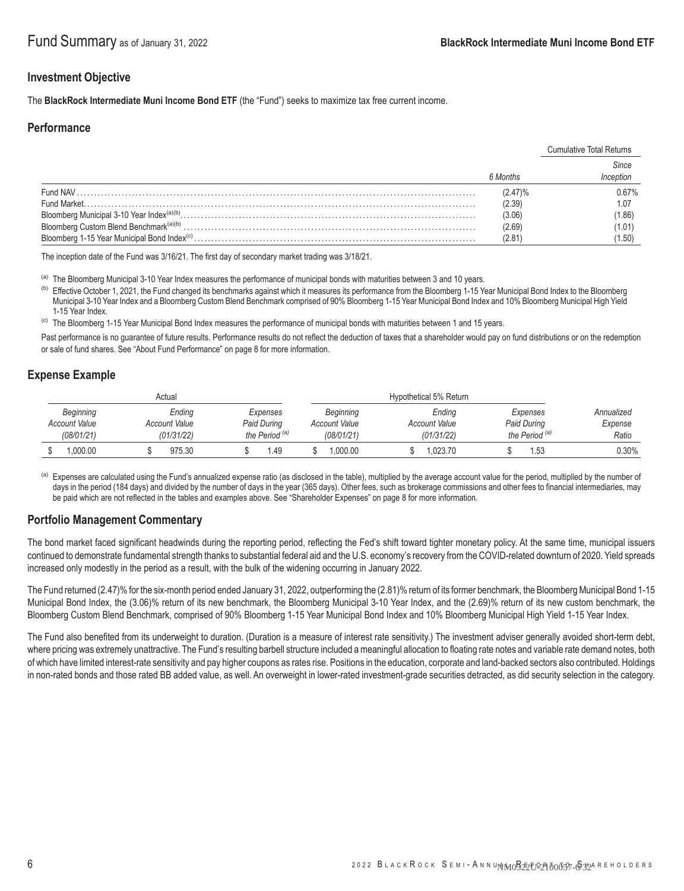# Fund Summary as of January 31, 2022 — BlackRock Intermediate Muni Income Bond ETF

## Investment Objective

The **BlackRock Intermediate Muni Income Bond ETF** (the "Fund") seeks to maximize tax free current income.

## Performance

| | | Cumulative Total Returns |
|---|---|---|
| | *6 Months* | *Since Inception* |
| Fund NAV | (2.47)% | 0.67% |
| Fund Market | (2.39) | 1.07 |
| Bloomberg Municipal 3-10 Year Index[(a)(b)] | (3.06) | (1.86) |
| Bloomberg Custom Blend Benchmark[(a)(b)] | (2.69) | (1.01) |
| Bloomberg 1-15 Year Municipal Bond Index[(c)] | (2.81) | (1.50) |

The inception date of the Fund was 3/16/21. The first day of secondary market trading was 3/18/21.

[(a)] The Bloomberg Municipal 3-10 Year Index measures the performance of municipal bonds with maturities between 3 and 10 years.

[(b)] Effective October 1, 2021, the Fund changed its benchmarks against which it measures its performance from the Bloomberg 1-15 Year Municipal Bond Index to the Bloomberg Municipal 3-10 Year Index and a Bloomberg Custom Blend Benchmark comprised of 90% Bloomberg 1-15 Year Municipal Bond Index and 10% Bloomberg Municipal High Yield 1-15 Year Index.

[(c)] The Bloomberg 1-15 Year Municipal Bond Index measures the performance of municipal bonds with maturities between 1 and 15 years.

Past performance is no guarantee of future results. Performance results do not reflect the deduction of taxes that a shareholder would pay on fund distributions or on the redemption or sale of fund shares. See "About Fund Performance" on page 8 for more information.

## Expense Example

| Actual | | | Hypothetical 5% Return | | | |
|---|---|---|---|---|---|---|
| *Beginning Account Value (08/01/21)* | *Ending Account Value (01/31/22)* | *Expenses Paid During the Period [(a)]* | *Beginning Account Value (08/01/21)* | *Ending Account Value (01/31/22)* | *Expenses Paid During the Period [(a)]* | *Annualized Expense Ratio* |
| $ 1,000.00 | $ 975.30 | $ 1.49 | $ 1,000.00 | $ 1,023.70 | $ 1.53 | 0.30% |

[(a)] Expenses are calculated using the Fund's annualized expense ratio (as disclosed in the table), multiplied by the average account value for the period, multiplied by the number of days in the period (184 days) and divided by the number of days in the year (365 days). Other fees, such as brokerage commissions and other fees to financial intermediaries, may be paid which are not reflected in the tables and examples above. See "Shareholder Expenses" on page 8 for more information.

## Portfolio Management Commentary

The bond market faced significant headwinds during the reporting period, reflecting the Fed's shift toward tighter monetary policy. At the same time, municipal issuers continued to demonstrate fundamental strength thanks to substantial federal aid and the U.S. economy's recovery from the COVID-related downturn of 2020. Yield spreads increased only modestly in the period as a result, with the bulk of the widening occurring in January 2022.

The Fund returned (2.47)% for the six-month period ended January 31, 2022, outperforming the (2.81)% return of its former benchmark, the Bloomberg Municipal Bond 1-15 Municipal Bond Index, the (3.06)% return of its new benchmark, the Bloomberg Municipal 3-10 Year Index, and the (2.69)% return of its new custom benchmark, the Bloomberg Custom Blend Benchmark, comprised of 90% Bloomberg 1-15 Year Municipal Bond Index and 10% Bloomberg Municipal High Yield 1-15 Year Index.

The Fund also benefited from its underweight to duration. (Duration is a measure of interest rate sensitivity.) The investment adviser generally avoided short-term debt, where pricing was extremely unattractive. The Fund's resulting barbell structure included a meaningful allocation to floating rate notes and variable rate demand notes, both of which have limited interest-rate sensitivity and pay higher coupons as rates rise. Positions in the education, corporate and land-backed sectors also contributed. Holdings in non-rated bonds and those rated BB added value, as well. An overweight in lower-rated investment-grade securities detracted, as did security selection in the category.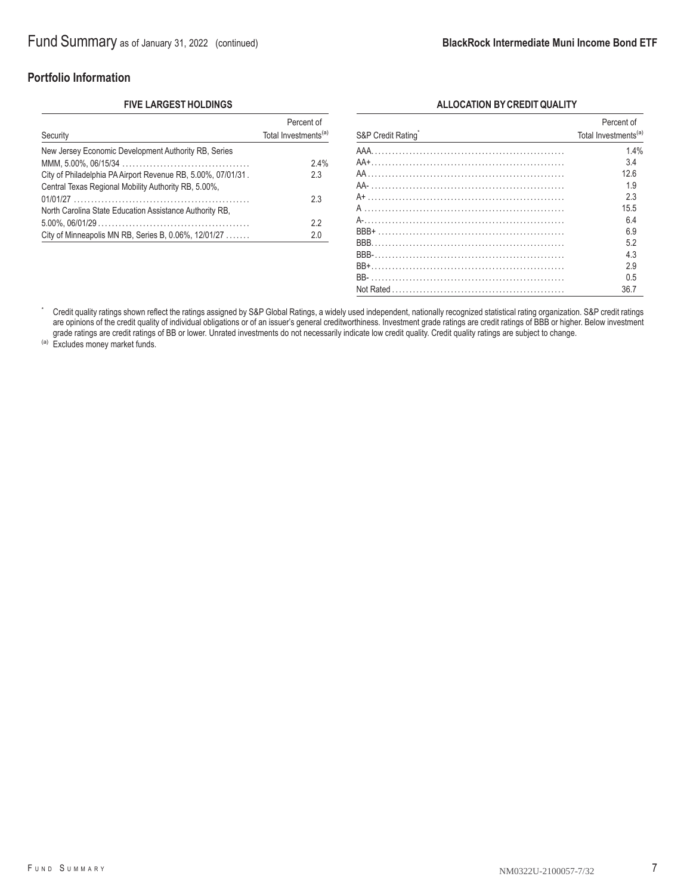## Portfolio Information

**FIVE LARGEST HOLDINGS**

| Security | Percent of Total Investments[(a)] |
|---|---|
| New Jersey Economic Development Authority RB, Series MMM, 5.00%, 06/15/34 | 2.4% |
| City of Philadelphia PA Airport Revenue RB, 5.00%, 07/01/31 | 2.3 |
| Central Texas Regional Mobility Authority RB, 5.00%, 01/01/27 | 2.3 |
| North Carolina State Education Assistance Authority RB, 5.00%, 06/01/29 | 2.2 |
| City of Minneapolis MN RB, Series B, 0.06%, 12/01/27 | 2.0 |

**ALLOCATION BY CREDIT QUALITY**

| S&P Credit Rating* | Percent of Total Investments[(a)] |
|---|---|
| AAA | 1.4% |
| AA+ | 3.4 |
| AA | 12.6 |
| AA- | 1.9 |
| A+ | 2.3 |
| A | 15.5 |
| A- | 6.4 |
| BBB+ | 6.9 |
| BBB | 5.2 |
| BBB- | 4.3 |
| BB+ | 2.9 |
| BB- | 0.5 |
| Not Rated | 36.7 |

* Credit quality ratings shown reflect the ratings assigned by S&P Global Ratings, a widely used independent, nationally recognized statistical rating organization. S&P credit ratings are opinions of the credit quality of individual obligations or of an issuer's general creditworthiness. Investment grade ratings are credit ratings of BBB or higher. Below investment grade ratings are credit ratings of BB or lower. Unrated investments do not necessarily indicate low credit quality. Credit quality ratings are subject to change.

(a) Excludes money market funds.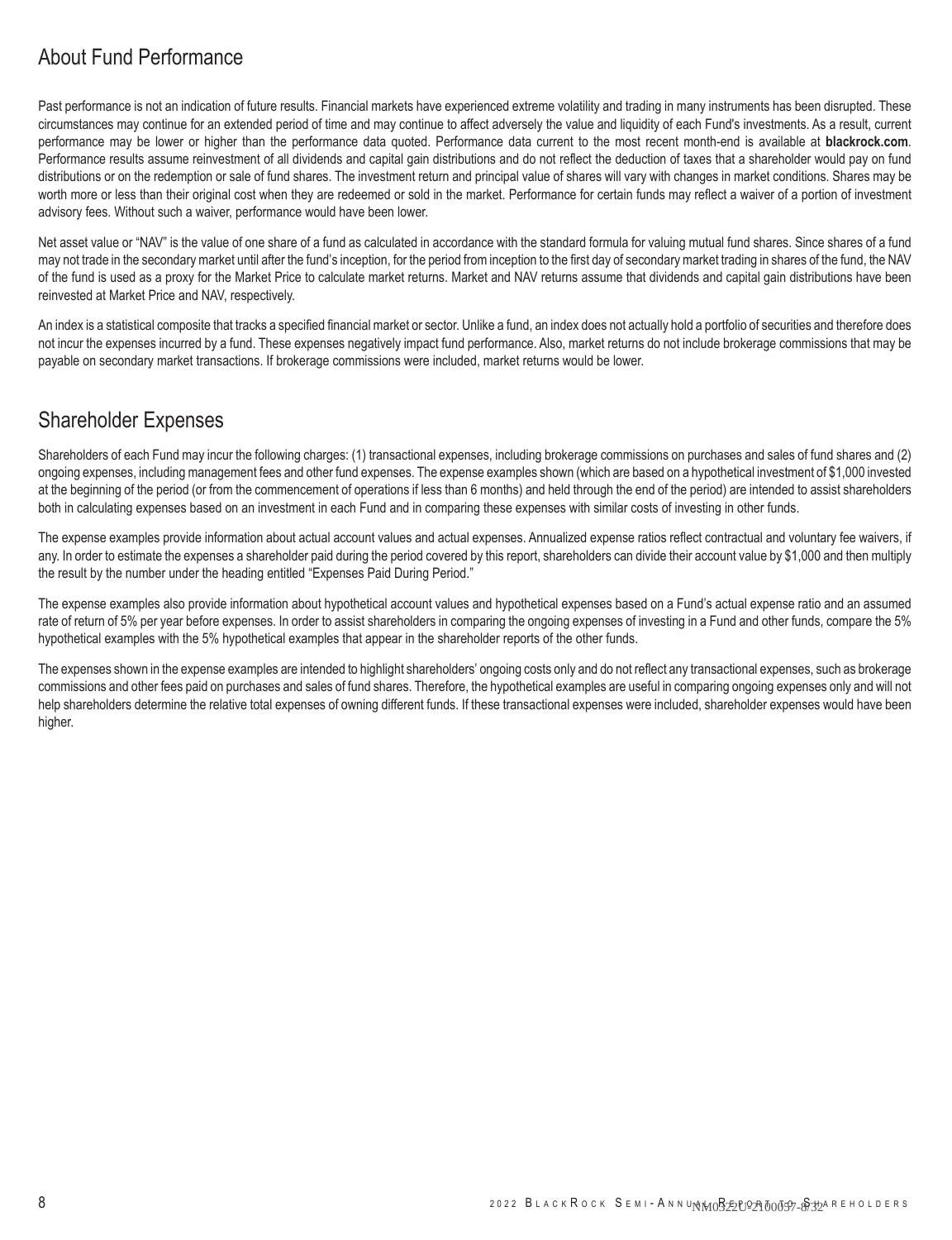## About Fund Performance

Past performance is not an indication of future results. Financial markets have experienced extreme volatility and trading in many instruments has been disrupted. These circumstances may continue for an extended period of time and may continue to affect adversely the value and liquidity of each Fund's investments. As a result, current performance may be lower or higher than the performance data quoted. Performance data current to the most recent month-end is available at **blackrock.com**. Performance results assume reinvestment of all dividends and capital gain distributions and do not reflect the deduction of taxes that a shareholder would pay on fund distributions or on the redemption or sale of fund shares. The investment return and principal value of shares will vary with changes in market conditions. Shares may be worth more or less than their original cost when they are redeemed or sold in the market. Performance for certain funds may reflect a waiver of a portion of investment advisory fees. Without such a waiver, performance would have been lower.

Net asset value or "NAV" is the value of one share of a fund as calculated in accordance with the standard formula for valuing mutual fund shares. Since shares of a fund may not trade in the secondary market until after the fund's inception, for the period from inception to the first day of secondary market trading in shares of the fund, the NAV of the fund is used as a proxy for the Market Price to calculate market returns. Market and NAV returns assume that dividends and capital gain distributions have been reinvested at Market Price and NAV, respectively.

An index is a statistical composite that tracks a specified financial market or sector. Unlike a fund, an index does not actually hold a portfolio of securities and therefore does not incur the expenses incurred by a fund. These expenses negatively impact fund performance. Also, market returns do not include brokerage commissions that may be payable on secondary market transactions. If brokerage commissions were included, market returns would be lower.

## Shareholder Expenses

Shareholders of each Fund may incur the following charges: (1) transactional expenses, including brokerage commissions on purchases and sales of fund shares and (2) ongoing expenses, including management fees and other fund expenses. The expense examples shown (which are based on a hypothetical investment of $1,000 invested at the beginning of the period (or from the commencement of operations if less than 6 months) and held through the end of the period) are intended to assist shareholders both in calculating expenses based on an investment in each Fund and in comparing these expenses with similar costs of investing in other funds.

The expense examples provide information about actual account values and actual expenses. Annualized expense ratios reflect contractual and voluntary fee waivers, if any. In order to estimate the expenses a shareholder paid during the period covered by this report, shareholders can divide their account value by $1,000 and then multiply the result by the number under the heading entitled "Expenses Paid During Period."

The expense examples also provide information about hypothetical account values and hypothetical expenses based on a Fund's actual expense ratio and an assumed rate of return of 5% per year before expenses. In order to assist shareholders in comparing the ongoing expenses of investing in a Fund and other funds, compare the 5% hypothetical examples with the 5% hypothetical examples that appear in the shareholder reports of the other funds.

The expenses shown in the expense examples are intended to highlight shareholders' ongoing costs only and do not reflect any transactional expenses, such as brokerage commissions and other fees paid on purchases and sales of fund shares. Therefore, the hypothetical examples are useful in comparing ongoing expenses only and will not help shareholders determine the relative total expenses of owning different funds. If these transactional expenses were included, shareholder expenses would have been higher.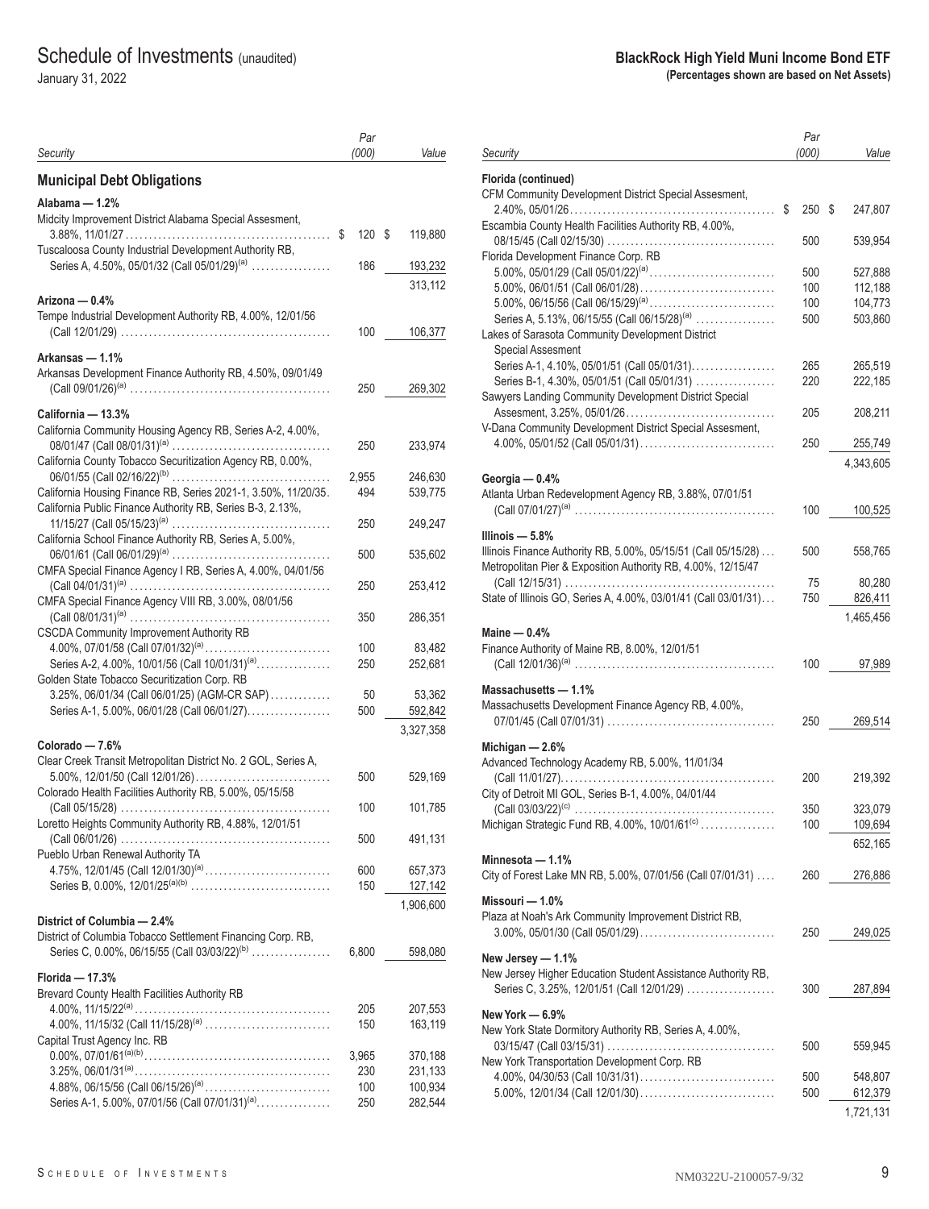# Schedule of Investments (unaudited)

January 31, 2022

**BlackRock High Yield Muni Income Bond ETF**
**(Percentages shown are based on Net Assets)**

| Security | Par (000) | Value |
|---|---|---|
| **Municipal Debt Obligations** | | |
| **Alabama — 1.2%** | | |
| Midcity Improvement District Alabama Special Assesment, 3.88%, 11/01/27 | $ 120 | $ 119,880 |
| Tuscaloosa County Industrial Development Authority RB, Series A, 4.50%, 05/01/32 (Call 05/01/29)[a] | 186 | 193,232 |
| | | 313,112 |
| **Arizona — 0.4%** | | |
| Tempe Industrial Development Authority RB, 4.00%, 12/01/56 (Call 12/01/29) | 100 | 106,377 |
| **Arkansas — 1.1%** | | |
| Arkansas Development Finance Authority RB, 4.50%, 09/01/49 (Call 09/01/26)[a] | 250 | 269,302 |
| **California — 13.3%** | | |
| California Community Housing Agency RB, Series A-2, 4.00%, 08/01/47 (Call 08/01/31)[a] | 250 | 233,974 |
| California County Tobacco Securitization Agency RB, 0.00%, 06/01/55 (Call 02/16/22)[b] | 2,955 | 246,630 |
| California Housing Finance RB, Series 2021-1, 3.50%, 11/20/35 | 494 | 539,775 |
| California Public Finance Authority RB, Series B-3, 2.13%, 11/15/27 (Call 05/15/23)[a] | 250 | 249,247 |
| California School Finance Authority RB, Series A, 5.00%, 06/01/61 (Call 06/01/29)[a] | 500 | 535,602 |
| CMFA Special Finance Agency I RB, Series A, 4.00%, 04/01/56 (Call 04/01/31)[a] | 250 | 253,412 |
| CMFA Special Finance Agency VIII RB, 3.00%, 08/01/56 (Call 08/01/31)[a] | 350 | 286,351 |
| CSCDA Community Improvement Authority RB | | |
| 4.00%, 07/01/58 (Call 07/01/32)[a] | 100 | 83,482 |
| Series A-2, 4.00%, 10/01/56 (Call 10/01/31)[a] | 250 | 252,681 |
| Golden State Tobacco Securitization Corp. RB | | |
| 3.25%, 06/01/34 (Call 06/01/25) (AGM-CR SAP) | 50 | 53,362 |
| Series A-1, 5.00%, 06/01/28 (Call 06/01/27) | 500 | 592,842 |
| | | 3,327,358 |
| **Colorado — 7.6%** | | |
| Clear Creek Transit Metropolitan District No. 2 GOL, Series A, 5.00%, 12/01/50 (Call 12/01/26) | 500 | 529,169 |
| Colorado Health Facilities Authority RB, 5.00%, 05/15/58 (Call 05/15/28) | 100 | 101,785 |
| Loretto Heights Community Authority RB, 4.88%, 12/01/51 (Call 06/01/26) | 500 | 491,131 |
| Pueblo Urban Renewal Authority TA | | |
| 4.75%, 12/01/45 (Call 12/01/30)[a] | 600 | 657,373 |
| Series B, 0.00%, 12/01/25[a][b] | 150 | 127,142 |
| | | 1,906,600 |
| **District of Columbia — 2.4%** | | |
| District of Columbia Tobacco Settlement Financing Corp. RB, Series C, 0.00%, 06/15/55 (Call 03/03/22)[b] | 6,800 | 598,080 |
| **Florida — 17.3%** | | |
| Brevard County Health Facilities Authority RB | | |
| 4.00%, 11/15/22[a] | 205 | 207,553 |
| 4.00%, 11/15/32 (Call 11/15/28)[a] | 150 | 163,119 |
| Capital Trust Agency Inc. RB | | |
| 0.00%, 07/01/61[a][b] | 3,965 | 370,188 |
| 3.25%, 06/01/31[a] | 230 | 231,133 |
| 4.88%, 06/15/56 (Call 06/15/26)[a] | 100 | 100,934 |
| Series A-1, 5.00%, 07/01/56 (Call 07/01/31)[a] | 250 | 282,544 |
| **Florida (continued)** | | |
| CFM Community Development District Special Assesment, 2.40%, 05/01/26 | $ 250 | $ 247,807 |
| Escambia County Health Facilities Authority RB, 4.00%, 08/15/45 (Call 02/15/30) | 500 | 539,954 |
| Florida Development Finance Corp. RB | | |
| 5.00%, 05/01/29 (Call 05/01/22)[a] | 500 | 527,888 |
| 5.00%, 06/01/51 (Call 06/01/28) | 100 | 112,188 |
| 5.00%, 06/15/56 (Call 06/15/29)[a] | 100 | 104,773 |
| Series A, 5.13%, 06/15/55 (Call 06/15/28)[a] | 500 | 503,860 |
| Lakes of Sarasota Community Development District Special Assesment | | |
| Series A-1, 4.10%, 05/01/51 (Call 05/01/31) | 265 | 265,519 |
| Series B-1, 4.30%, 05/01/51 (Call 05/01/31) | 220 | 222,185 |
| Sawyers Landing Community Development District Special Assessment, 3.25%, 05/01/26 | 205 | 208,211 |
| V-Dana Community Development District Special Assesment, 4.00%, 05/01/52 (Call 05/01/31) | 250 | 255,749 |
| | | 4,343,605 |
| **Georgia — 0.4%** | | |
| Atlanta Urban Redevelopment Agency RB, 3.88%, 07/01/51 (Call 07/01/27)[a] | 100 | 100,525 |
| **Illinois — 5.8%** | | |
| Illinois Finance Authority RB, 5.00%, 05/15/51 (Call 05/15/28) | 500 | 558,765 |
| Metropolitan Pier & Exposition Authority RB, 4.00%, 12/15/47 (Call 12/15/31) | 75 | 80,280 |
| State of Illinois GO, Series A, 4.00%, 03/01/41 (Call 03/01/31) | 750 | 826,411 |
| | | 1,465,456 |
| **Maine — 0.4%** | | |
| Finance Authority of Maine RB, 8.00%, 12/01/51 (Call 12/01/36)[a] | 100 | 97,989 |
| **Massachusetts — 1.1%** | | |
| Massachusetts Development Finance Agency RB, 4.00%, 07/01/45 (Call 07/01/31) | 250 | 269,514 |
| **Michigan — 2.6%** | | |
| Advanced Technology Academy RB, 5.00%, 11/01/34 (Call 11/01/27) | 200 | 219,392 |
| City of Detroit MI GOL, Series B-1, 4.00%, 04/01/44 (Call 03/03/22)[c] | 350 | 323,079 |
| Michigan Strategic Fund RB, 4.00%, 10/01/61[c] | 100 | 109,694 |
| | | 652,165 |
| **Minnesota — 1.1%** | | |
| City of Forest Lake MN RB, 5.00%, 07/01/56 (Call 07/01/31) | 260 | 276,886 |
| **Missouri — 1.0%** | | |
| Plaza at Noah's Ark Community Improvement District RB, 3.00%, 05/01/30 (Call 05/01/29) | 250 | 249,025 |
| **New Jersey — 1.1%** | | |
| New Jersey Higher Education Student Assistance Authority RB, Series C, 3.25%, 12/01/51 (Call 12/01/29) | 300 | 287,894 |
| **New York — 6.9%** | | |
| New York State Dormitory Authority RB, Series A, 4.00%, 03/15/47 (Call 03/15/31) | 500 | 559,945 |
| New York Transportation Development Corp. RB | | |
| 4.00%, 04/30/53 (Call 10/31/31) | 500 | 548,807 |
| 5.00%, 12/01/34 (Call 12/01/30) | 500 | 612,379 |
| | | 1,721,131 |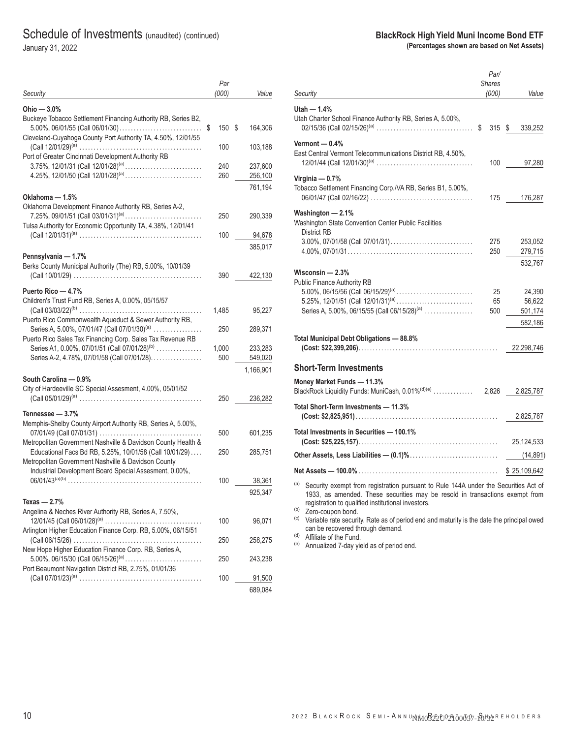# Schedule of Investments (unaudited) (continued)

January 31, 2022

**BlackRock High Yield Muni Income Bond ETF**
**(Percentages shown are based on Net Assets)**

| Security | Par (000) | Value |
|---|---|---|
| **Ohio — 3.0%** | | |
| Buckeye Tobacco Settlement Financing Authority RB, Series B2, 5.00%, 06/01/55 (Call 06/01/30) | $ 150 | $ 164,306 |
| Cleveland-Cuyahoga County Port Authority TA, 4.50%, 12/01/55 (Call 12/01/29)[(a)] | 100 | 103,188 |
| Port of Greater Cincinnati Development Authority RB | | |
| 3.75%, 12/01/31 (Call 12/01/28)[(a)] | 240 | 237,600 |
| 4.25%, 12/01/50 (Call 12/01/28)[(a)] | 260 | 256,100 |
| | | 761,194 |
| **Oklahoma — 1.5%** | | |
| Oklahoma Development Finance Authority RB, Series A-2, 7.25%, 09/01/51 (Call 03/01/31)[(a)] | 250 | 290,339 |
| Tulsa Authority for Economic Opportunity TA, 4.38%, 12/01/41 (Call 12/01/31)[(a)] | 100 | 94,678 |
| | | 385,017 |
| **Pennsylvania — 1.7%** | | |
| Berks County Municipal Authority (The) RB, 5.00%, 10/01/39 (Call 10/01/29) | 390 | 422,130 |
| **Puerto Rico — 4.7%** | | |
| Children's Trust Fund RB, Series A, 0.00%, 05/15/57 (Call 03/03/22)[(b)] | 1,485 | 95,227 |
| Puerto Rico Commonwealth Aqueduct & Sewer Authority RB, Series A, 5.00%, 07/01/47 (Call 07/01/30)[(a)] | 250 | 289,371 |
| Puerto Rico Sales Tax Financing Corp. Sales Tax Revenue RB | | |
| Series A1, 0.00%, 07/01/51 (Call 07/01/28)[(b)] | 1,000 | 233,283 |
| Series A-2, 4.78%, 07/01/58 (Call 07/01/28) | 500 | 549,020 |
| | | 1,166,901 |
| **South Carolina — 0.9%** | | |
| City of Hardeeville SC Special Assesment, 4.00%, 05/01/52 (Call 05/01/29)[(a)] | 250 | 236,282 |
| **Tennessee — 3.7%** | | |
| Memphis-Shelby County Airport Authority RB, Series A, 5.00%, 07/01/49 (Call 07/01/31) | 500 | 601,235 |
| Metropolitan Government Nashville & Davidson County Health & Educational Facs Bd RB, 5.25%, 10/01/58 (Call 10/01/29) | 250 | 285,751 |
| Metropolitan Government Nashville & Davidson County Industrial Development Board Special Assesment, 0.00%, 06/01/43[(a)(b)] | 100 | 38,361 |
| | | 925,347 |
| **Texas — 2.7%** | | |
| Angelina & Neches River Authority RB, Series A, 7.50%, 12/01/45 (Call 06/01/28)[(a)] | 100 | 96,071 |
| Arlington Higher Education Finance Corp. RB, 5.00%, 06/15/51 (Call 06/15/26) | 250 | 258,275 |
| New Hope Higher Education Finance Corp. RB, Series A, 5.00%, 06/15/30 (Call 06/15/26)[(a)] | 250 | 243,238 |
| Port Beaumont Navigation District RB, 2.75%, 01/01/36 (Call 07/01/23)[(a)] | 100 | 91,500 |
| | | 689,084 |

| Security | Par/ Shares (000) | Value |
|---|---|---|
| **Utah — 1.4%** | | |
| Utah Charter School Finance Authority RB, Series A, 5.00%, 02/15/36 (Call 02/15/26)[(a)] | $ 315 | $ 339,252 |
| **Vermont — 0.4%** | | |
| East Central Vermont Telecommunications District RB, 4.50%, 12/01/44 (Call 12/01/30)[(a)] | 100 | 97,280 |
| **Virginia — 0.7%** | | |
| Tobacco Settlement Financing Corp./VA RB, Series B1, 5.00%, 06/01/47 (Call 02/16/22) | 175 | 176,287 |
| **Washington — 2.1%** | | |
| Washington State Convention Center Public Facilities District RB | | |
| 3.00%, 07/01/58 (Call 07/01/31) | 275 | 253,052 |
| 4.00%, 07/01/31 | 250 | 279,715 |
| | | 532,767 |
| **Wisconsin — 2.3%** | | |
| Public Finance Authority RB | | |
| 5.00%, 06/15/56 (Call 06/15/29)[(a)] | 25 | 24,390 |
| 5.25%, 12/01/51 (Call 12/01/31)[(a)] | 65 | 56,622 |
| Series A, 5.00%, 06/15/55 (Call 06/15/28)[(a)] | 500 | 501,174 |
| | | 582,186 |
| **Total Municipal Debt Obligations — 88.8%** **(Cost: $22,399,206)** | | 22,298,746 |

## Short-Term Investments

| Security | Par/ Shares (000) | Value |
|---|---|---|
| **Money Market Funds — 11.3%** | | |
| BlackRock Liquidity Funds: MuniCash, 0.01%[(d)(e)] | 2,826 | 2,825,787 |
| **Total Short-Term Investments — 11.3%** **(Cost: $2,825,951)** | | 2,825,787 |
| **Total Investments in Securities — 100.1%** **(Cost: $25,225,157)** | | 25,124,533 |
| **Other Assets, Less Liabilities — (0.1)%** | | (14,891) |
| **Net Assets — 100.0%** | | $ 25,109,642 |

(a) Security exempt from registration pursuant to Rule 144A under the Securities Act of 1933, as amended. These securities may be resold in transactions exempt from registration to qualified institutional investors.
(b) Zero-coupon bond.
(c) Variable rate security. Rate as of period end and maturity is the date the principal owed can be recovered through demand.
(d) Affiliate of the Fund.
(e) Annualized 7-day yield as of period end.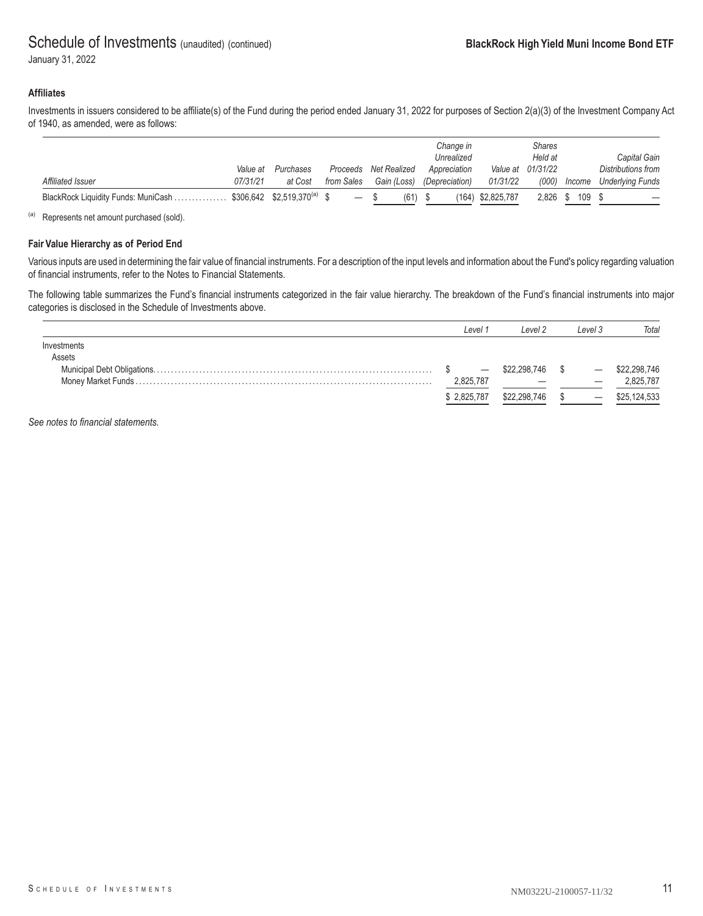# Schedule of Investments (unaudited) (continued)

January 31, 2022

**BlackRock High Yield Muni Income Bond ETF**

### Affiliates

Investments in issuers considered to be affiliate(s) of the Fund during the period ended January 31, 2022 for purposes of Section 2(a)(3) of the Investment Company Act of 1940, as amended, were as follows:

| *Affiliated Issuer* | *Value at 07/31/21* | *Purchases at Cost* | *Proceeds from Sales* | *Net Realized Gain (Loss)* | *Change in Unrealized Appreciation (Depreciation)* | *Value at 01/31/22* | *Shares Held at 01/31/22 (000)* | *Income* | *Capital Gain Distributions from Underlying Funds* |
|---|---|---|---|---|---|---|---|---|---|
| BlackRock Liquidity Funds: MuniCash | $306,642 | $2,519,370[(a)] | $ — | $ (61) | $ (164) | $2,825,787 | 2,826 | $ 109 | $ — |

[(a)] Represents net amount purchased (sold).

### Fair Value Hierarchy as of Period End

Various inputs are used in determining the fair value of financial instruments. For a description of the input levels and information about the Fund's policy regarding valuation of financial instruments, refer to the Notes to Financial Statements.

The following table summarizes the Fund's financial instruments categorized in the fair value hierarchy. The breakdown of the Fund's financial instruments into major categories is disclosed in the Schedule of Investments above.

| | *Level 1* | *Level 2* | *Level 3* | *Total* |
|---|---|---|---|---|
| Investments | | | | |
| Assets | | | | |
| Municipal Debt Obligations | $ — | $22,298,746 | $ — | $22,298,746 |
| Money Market Funds | 2,825,787 | — | — | 2,825,787 |
| | $ 2,825,787 | $22,298,746 | $ — | $25,124,533 |

*See notes to financial statements.*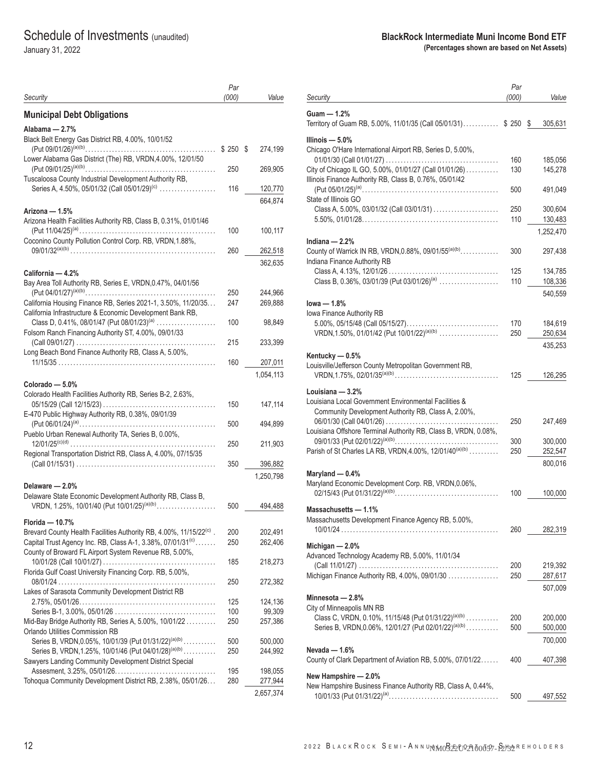# Schedule of Investments (unaudited)

January 31, 2022

**BlackRock Intermediate Muni Income Bond ETF**
**(Percentages shown are based on Net Assets)**

| Security | Par (000) | Value |
|---|---|---|
| **Municipal Debt Obligations** | | |
| **Alabama — 2.7%** | | |
| Black Belt Energy Gas District RB, 4.00%, 10/01/52 (Put 09/01/26)[(a)(b)] | $ 250 | $ 274,199 |
| Lower Alabama Gas District (The) RB, VRDN,4.00%, 12/01/50 (Put 09/01/25)[(a)(b)] | 250 | 269,905 |
| Tuscaloosa County Industrial Development Authority RB, Series A, 4.50%, 05/01/32 (Call 05/01/29)[(c)] | 116 | 120,770 |
| | | 664,874 |
| **Arizona — 1.5%** | | |
| Arizona Health Facilities Authority RB, Class B, 0.31%, 01/01/46 (Put 11/04/25)[(a)] | 100 | 100,117 |
| Coconino County Pollution Control Corp. RB, VRDN,1.88%, 09/01/32[(a)(b)] | 260 | 262,518 |
| | | 362,635 |
| **California — 4.2%** | | |
| Bay Area Toll Authority RB, Series E, VRDN,0.47%, 04/01/56 (Put 04/01/27)[(a)(b)] | 250 | 244,966 |
| California Housing Finance RB, Series 2021-1, 3.50%, 11/20/35 | 247 | 269,888 |
| California Infrastructure & Economic Development Bank RB, Class D, 0.41%, 08/01/47 (Put 08/01/23)[(a)] | 100 | 98,849 |
| Folsom Ranch Financing Authority ST, 4.00%, 09/01/33 (Call 09/01/27) | 215 | 233,399 |
| Long Beach Bond Finance Authority RB, Class A, 5.00%, 11/15/35 | 160 | 207,011 |
| | | 1,054,113 |
| **Colorado — 5.0%** | | |
| Colorado Health Facilities Authority RB, Series B-2, 2.63%, 05/15/29 (Call 12/15/23) | 150 | 147,114 |
| E-470 Public Highway Authority RB, 0.38%, 09/01/39 (Put 06/01/24)[(a)] | 500 | 494,899 |
| Pueblo Urban Renewal Authority TA, Series B, 0.00%, 12/01/25[(c)(d)] | 250 | 211,903 |
| Regional Transportation District RB, Class A, 4.00%, 07/15/35 (Call 01/15/31) | 350 | 396,882 |
| | | 1,250,798 |
| **Delaware — 2.0%** | | |
| Delaware State Economic Development Authority RB, Class B, VRDN, 1.25%, 10/01/40 (Put 10/01/25)[(a)(b)] | 500 | 494,488 |
| **Florida — 10.7%** | | |
| Brevard County Health Facilities Authority RB, 4.00%, 11/15/22[(c)] | 200 | 202,491 |
| Capital Trust Agency Inc. RB, Class A-1, 3.38%, 07/01/31[(c)] | 250 | 262,406 |
| County of Broward FL Airport System Revenue RB, 5.00%, 10/01/28 (Call 10/01/27) | 185 | 218,273 |
| Florida Gulf Coast University Financing Corp. RB, 5.00%, 08/01/24 | 250 | 272,382 |
| Lakes of Sarasota Community Development District RB | | |
| 2.75%, 05/01/26 | 125 | 124,136 |
| Series B-1, 3.00%, 05/01/26 | 100 | 99,309 |
| Mid-Bay Bridge Authority RB, Series A, 5.00%, 10/01/22 | 250 | 257,386 |
| Orlando Utilities Commission RB | | |
| Series B, VRDN,0.05%, 10/01/39 (Put 01/31/22)[(a)(b)] | 500 | 500,000 |
| Series B, VRDN,1.25%, 10/01/46 (Put 04/01/28)[(a)(b)] | 250 | 244,992 |
| Sawyers Landing Community Development District Special Assesment, 3.25%, 05/01/26 | 195 | 198,055 |
| Tohoqua Community Development District RB, 2.38%, 05/01/26 | 280 | 277,944 |
| | | 2,657,374 |
| **Guam — 1.2%** | | |
| Territory of Guam RB, 5.00%, 11/01/35 (Call 05/01/31) | $ 250 | $ 305,631 |
| **Illinois — 5.0%** | | |
| Chicago O'Hare International Airport RB, Series D, 5.00%, 01/01/30 (Call 01/01/27) | 160 | 185,056 |
| City of Chicago IL GO, 5.00%, 01/01/27 (Call 01/01/26) | 130 | 145,278 |
| Illinois Finance Authority RB, Class B, 0.76%, 05/01/42 (Put 05/01/25)[(a)] | 500 | 491,049 |
| State of Illinois GO | | |
| Class A, 5.00%, 03/01/32 (Call 03/01/31) | 250 | 300,604 |
| 5.50%, 01/01/28 | 110 | 130,483 |
| | | 1,252,470 |
| **Indiana — 2.2%** | | |
| County of Warrick IN RB, VRDN,0.88%, 09/01/55[(a)(b)] | 300 | 297,438 |
| Indiana Finance Authority RB | | |
| Class A, 4.13%, 12/01/26 | 125 | 134,785 |
| Class B, 0.36%, 03/01/39 (Put 03/01/26)[(a)] | 110 | 108,336 |
| | | 540,559 |
| **Iowa — 1.8%** | | |
| Iowa Finance Authority RB | | |
| 5.00%, 05/15/48 (Call 05/15/27) | 170 | 184,619 |
| VRDN,1.50%, 01/01/42 (Put 10/01/22)[(a)(b)] | 250 | 250,634 |
| | | 435,253 |
| **Kentucky — 0.5%** | | |
| Louisville/Jefferson County Metropolitan Government RB, VRDN,1.75%, 02/01/35[(a)(b)] | 125 | 126,295 |
| **Louisiana — 3.2%** | | |
| Louisiana Local Government Environmental Facilities & Community Development Authority RB, Class A, 2.00%, 06/01/30 (Call 04/01/26) | 250 | 247,469 |
| Louisiana Offshore Terminal Authority RB, Class B, VRDN, 0.08%, 09/01/33 (Put 02/01/22)[(a)(b)] | 300 | 300,000 |
| Parish of St Charles LA RB, VRDN,4.00%, 12/01/40[(a)(b)] | 250 | 252,547 |
| | | 800,016 |
| **Maryland — 0.4%** | | |
| Maryland Economic Development Corp. RB, VRDN,0.06%, 02/15/43 (Put 01/31/22)[(a)(b)] | 100 | 100,000 |
| **Massachusetts — 1.1%** | | |
| Massachusetts Development Finance Agency RB, 5.00%, 10/01/24 | 260 | 282,319 |
| **Michigan — 2.0%** | | |
| Advanced Technology Academy RB, 5.00%, 11/01/34 (Call 11/01/27) | 200 | 219,392 |
| Michigan Finance Authority RB, 4.00%, 09/01/30 | 250 | 287,617 |
| | | 507,009 |
| **Minnesota — 2.8%** | | |
| City of Minneapolis MN RB | | |
| Class C, VRDN, 0.10%, 11/15/48 (Put 01/31/22)[(a)(b)] | 200 | 200,000 |
| Series B, VRDN,0.06%, 12/01/27 (Put 02/01/22)[(a)(b)] | 500 | 500,000 |
| | | 700,000 |
| **Nevada — 1.6%** | | |
| County of Clark Department of Aviation RB, 5.00%, 07/01/22 | 400 | 407,398 |
| **New Hampshire — 2.0%** | | |
| New Hampshire Business Finance Authority RB, Class A, 0.44%, 10/01/33 (Put 01/31/22)[(a)] | 500 | 497,552 |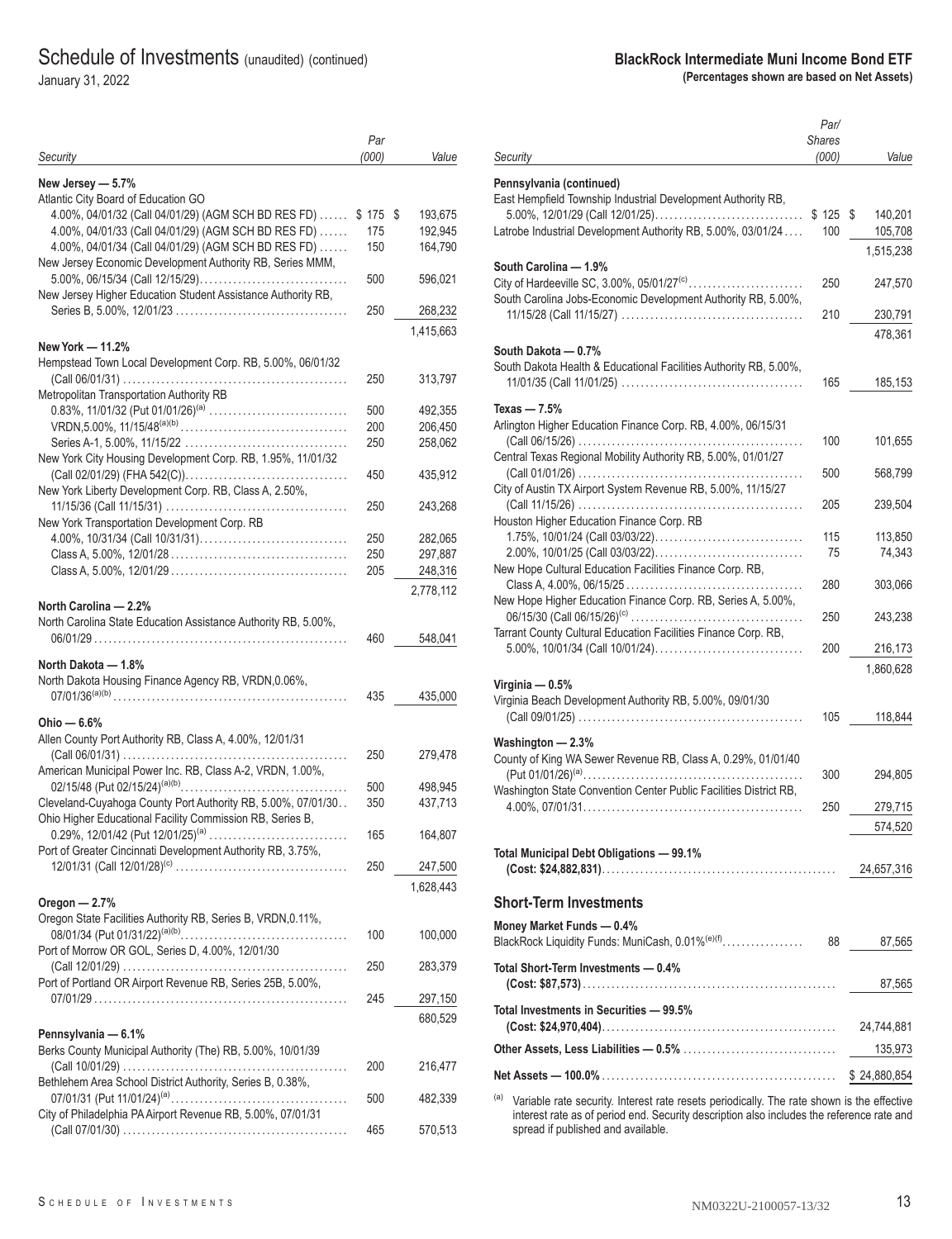# Schedule of Investments (unaudited) (continued)

January 31, 2022

**BlackRock Intermediate Muni Income Bond ETF**
**(Percentages shown are based on Net Assets)**

| Security | Par (000) | Value |
|---|---|---|
| **New Jersey — 5.7%** | | |
| Atlantic City Board of Education GO | | |
| 4.00%, 04/01/32 (Call 04/01/29) (AGM SCH BD RES FD) | $ 175 | $ 193,675 |
| 4.00%, 04/01/33 (Call 04/01/29) (AGM SCH BD RES FD) | 175 | 192,945 |
| 4.00%, 04/01/34 (Call 04/01/29) (AGM SCH BD RES FD) | 150 | 164,790 |
| New Jersey Economic Development Authority RB, Series MMM, 5.00%, 06/15/34 (Call 12/15/29) | 500 | 596,021 |
| New Jersey Higher Education Student Assistance Authority RB, Series B, 5.00%, 12/01/23 | 250 | 268,232 |
| | | 1,415,663 |
| **New York — 11.2%** | | |
| Hempstead Town Local Development Corp. RB, 5.00%, 06/01/32 (Call 06/01/31) | 250 | 313,797 |
| Metropolitan Transportation Authority RB | | |
| 0.83%, 11/01/32 (Put 01/01/26)[a] | 500 | 492,355 |
| VRDN,5.00%, 11/15/48[a][b] | 200 | 206,450 |
| Series A-1, 5.00%, 11/15/22 | 250 | 258,062 |
| New York City Housing Development Corp. RB, 1.95%, 11/01/32 (Call 02/01/29) (FHA 542(C)) | 450 | 435,912 |
| New York Liberty Development Corp. RB, Class A, 2.50%, 11/15/36 (Call 11/15/31) | 250 | 243,268 |
| New York Transportation Development Corp. RB | | |
| 4.00%, 10/31/34 (Call 10/31/31) | 250 | 282,065 |
| Class A, 5.00%, 12/01/28 | 250 | 297,887 |
| Class A, 5.00%, 12/01/29 | 205 | 248,316 |
| | | 2,778,112 |
| **North Carolina — 2.2%** | | |
| North Carolina State Education Assistance Authority RB, 5.00%, 06/01/29 | 460 | 548,041 |
| **North Dakota — 1.8%** | | |
| North Dakota Housing Finance Agency RB, VRDN,0.06%, 07/01/36[a][b] | 435 | 435,000 |
| **Ohio — 6.6%** | | |
| Allen County Port Authority RB, Class A, 4.00%, 12/01/31 (Call 06/01/31) | 250 | 279,478 |
| American Municipal Power Inc. RB, Class A-2, VRDN, 1.00%, 02/15/48 (Put 02/15/24)[a][b] | 500 | 498,945 |
| Cleveland-Cuyahoga County Port Authority RB, 5.00%, 07/01/30 | 350 | 437,713 |
| Ohio Higher Educational Facility Commission RB, Series B, 0.29%, 12/01/42 (Put 12/01/25)[a] | 165 | 164,807 |
| Port of Greater Cincinnati Development Authority RB, 3.75%, 12/01/31 (Call 12/01/28)[c] | 250 | 247,500 |
| | | 1,628,443 |
| **Oregon — 2.7%** | | |
| Oregon State Facilities Authority RB, Series B, VRDN,0.11%, 08/01/34 (Put 01/31/22)[a][b] | 100 | 100,000 |
| Port of Morrow OR GOL, Series D, 4.00%, 12/01/30 (Call 12/01/29) | 250 | 283,379 |
| Port of Portland OR Airport Revenue RB, Series 25B, 5.00%, 07/01/29 | 245 | 297,150 |
| | | 680,529 |
| **Pennsylvania — 6.1%** | | |
| Berks County Municipal Authority (The) RB, 5.00%, 10/01/39 (Call 10/01/29) | 200 | 216,477 |
| Bethlehem Area School District Authority, Series B, 0.38%, 07/01/31 (Put 11/01/24)[a] | 500 | 482,339 |
| City of Philadelphia PA Airport Revenue RB, 5.00%, 07/01/31 (Call 07/01/30) | 465 | 570,513 |

| Security | Par/Shares (000) | Value |
|---|---|---|
| **Pennsylvania (continued)** | | |
| East Hempfield Township Industrial Development Authority RB, 5.00%, 12/01/29 (Call 12/01/25) | $ 125 | $ 140,201 |
| Latrobe Industrial Development Authority RB, 5.00%, 03/01/24 | 100 | 105,708 |
| | | 1,515,238 |
| **South Carolina — 1.9%** | | |
| City of Hardeeville SC, 3.00%, 05/01/27[c] | 250 | 247,570 |
| South Carolina Jobs-Economic Development Authority RB, 5.00%, 11/15/28 (Call 11/15/27) | 210 | 230,791 |
| | | 478,361 |
| **South Dakota — 0.7%** | | |
| South Dakota Health & Educational Facilities Authority RB, 5.00%, 11/01/35 (Call 11/01/25) | 165 | 185,153 |
| **Texas — 7.5%** | | |
| Arlington Higher Education Finance Corp. RB, 4.00%, 06/15/31 (Call 06/15/26) | 100 | 101,655 |
| Central Texas Regional Mobility Authority RB, 5.00%, 01/01/27 (Call 01/01/26) | 500 | 568,799 |
| City of Austin TX Airport System Revenue RB, 5.00%, 11/15/27 (Call 11/15/26) | 205 | 239,504 |
| Houston Higher Education Finance Corp. RB | | |
| 1.75%, 10/01/24 (Call 03/03/22) | 115 | 113,850 |
| 2.00%, 10/01/25 (Call 03/03/22) | 75 | 74,343 |
| New Hope Cultural Education Facilities Finance Corp. RB, Class A, 4.00%, 06/15/25 | 280 | 303,066 |
| New Hope Higher Education Finance Corp. RB, Series A, 5.00%, 06/15/30 (Call 06/15/26)[c] | 250 | 243,238 |
| Tarrant County Cultural Education Facilities Finance Corp. RB, 5.00%, 10/01/34 (Call 10/01/24) | 200 | 216,173 |
| | | 1,860,628 |
| **Virginia — 0.5%** | | |
| Virginia Beach Development Authority RB, 5.00%, 09/01/30 (Call 09/01/25) | 105 | 118,844 |
| **Washington — 2.3%** | | |
| County of King WA Sewer Revenue RB, Class A, 0.29%, 01/01/40 (Put 01/01/26)[a] | 300 | 294,805 |
| Washington State Convention Center Public Facilities District RB, 4.00%, 07/01/31 | 250 | 279,715 |
| | | 574,520 |
| **Total Municipal Debt Obligations — 99.1% (Cost: $24,882,831)** | | 24,657,316 |
| **Short-Term Investments** | | |
| **Money Market Funds — 0.4%** | | |
| BlackRock Liquidity Funds: MuniCash, 0.01%[e][f] | 88 | 87,565 |
| **Total Short-Term Investments — 0.4% (Cost: $87,573)** | | 87,565 |
| **Total Investments in Securities — 99.5% (Cost: $24,970,404)** | | 24,744,881 |
| **Other Assets, Less Liabilities — 0.5%** | | 135,973 |
| **Net Assets — 100.0%** | | $ 24,880,854 |

[a] Variable rate security. Interest rate resets periodically. The rate shown is the effective interest rate as of period end. Security description also includes the reference rate and spread if published and available.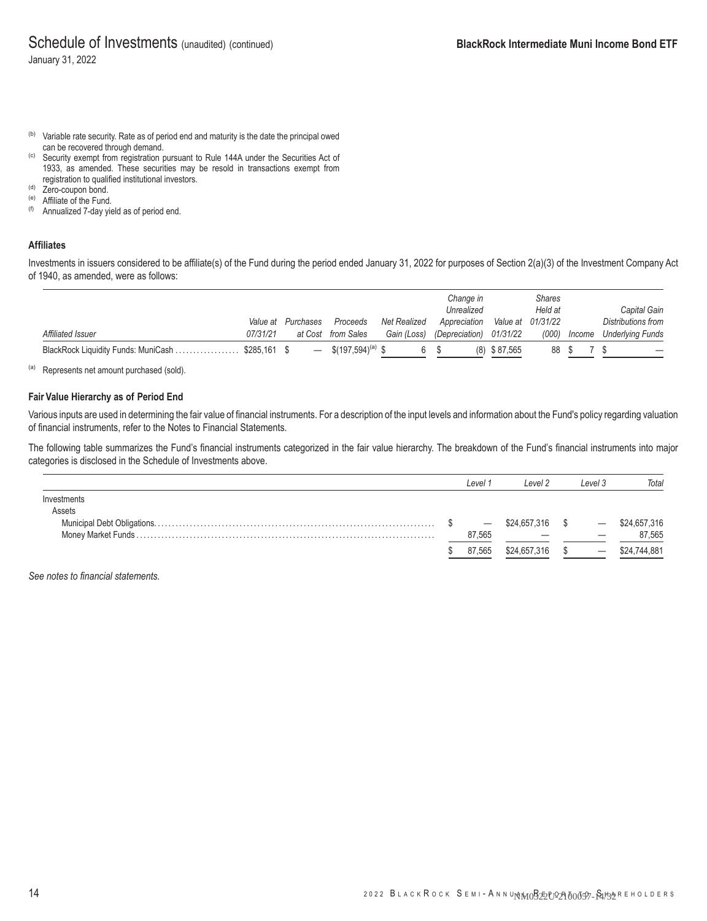(b) Variable rate security. Rate as of period end and maturity is the date the principal owed can be recovered through demand.

(c) Security exempt from registration pursuant to Rule 144A under the Securities Act of 1933, as amended. These securities may be resold in transactions exempt from registration to qualified institutional investors.

(d) Zero-coupon bond.

(e) Affiliate of the Fund.

(f) Annualized 7-day yield as of period end.

### Affiliates

Investments in issuers considered to be affiliate(s) of the Fund during the period ended January 31, 2022 for purposes of Section 2(a)(3) of the Investment Company Act of 1940, as amended, were as follows:

| *Affiliated Issuer* | *Value at 07/31/21* | *Purchases at Cost* | *Proceeds from Sales* | *Net Realized Gain (Loss)* | *Change in Unrealized Appreciation (Depreciation)* | *Value at 01/31/22* | *Shares Held at 01/31/22 (000)* | *Income* | *Capital Gain Distributions from Underlying Funds* |
|---|---|---|---|---|---|---|---|---|---|
| BlackRock Liquidity Funds: MuniCash | $285,161 | $ — | $(197,594)[(a)] | $ 6 | $ (8) | $ 87,565 | 88 | $ 7 | $ — |

(a) Represents net amount purchased (sold).

### Fair Value Hierarchy as of Period End

Various inputs are used in determining the fair value of financial instruments. For a description of the input levels and information about the Fund's policy regarding valuation of financial instruments, refer to the Notes to Financial Statements.

The following table summarizes the Fund's financial instruments categorized in the fair value hierarchy. The breakdown of the Fund's financial instruments into major categories is disclosed in the Schedule of Investments above.

| | *Level 1* | *Level 2* | *Level 3* | *Total* |
|---|---|---|---|---|
| Investments | | | | |
| Assets | | | | |
| Municipal Debt Obligations | $ — | $24,657,316 | $ — | $24,657,316 |
| Money Market Funds | 87,565 | — | — | 87,565 |
| | $ 87,565 | $24,657,316 | $ — | $24,744,881 |

*See notes to financial statements.*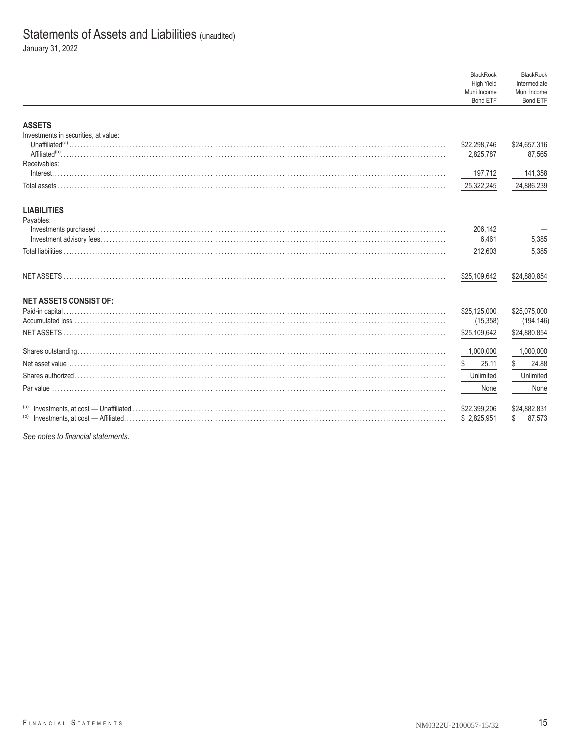# Statements of Assets and Liabilities (unaudited)

January 31, 2022

| | BlackRock High Yield Muni Income Bond ETF | BlackRock Intermediate Muni Income Bond ETF |
|---|---|---|
| **ASSETS** | | |
| Investments in securities, at value: | | |
| Unaffiliated[(a)] | $22,298,746 | $24,657,316 |
| Affiliated[(b)] | 2,825,787 | 87,565 |
| Receivables: | | |
| Interest | 197,712 | 141,358 |
| Total assets | 25,322,245 | 24,886,239 |
| **LIABILITIES** | | |
| Payables: | | |
| Investments purchased | 206,142 | — |
| Investment advisory fees | 6,461 | 5,385 |
| Total liabilities | 212,603 | 5,385 |
| NET ASSETS | $25,109,642 | $24,880,854 |
| **NET ASSETS CONSIST OF:** | | |
| Paid-in capital | $25,125,000 | $25,075,000 |
| Accumulated loss | (15,358) | (194,146) |
| NET ASSETS | $25,109,642 | $24,880,854 |
| Shares outstanding | 1,000,000 | 1,000,000 |
| Net asset value | $ 25.11 | $ 24.88 |
| Shares authorized | Unlimited | Unlimited |
| Par value | None | None |
| [(a)] Investments, at cost — Unaffiliated | $22,399,206 | $24,882,831 |
| [(b)] Investments, at cost — Affiliated | $ 2,825,951 | $ 87,573 |

*See notes to financial statements.*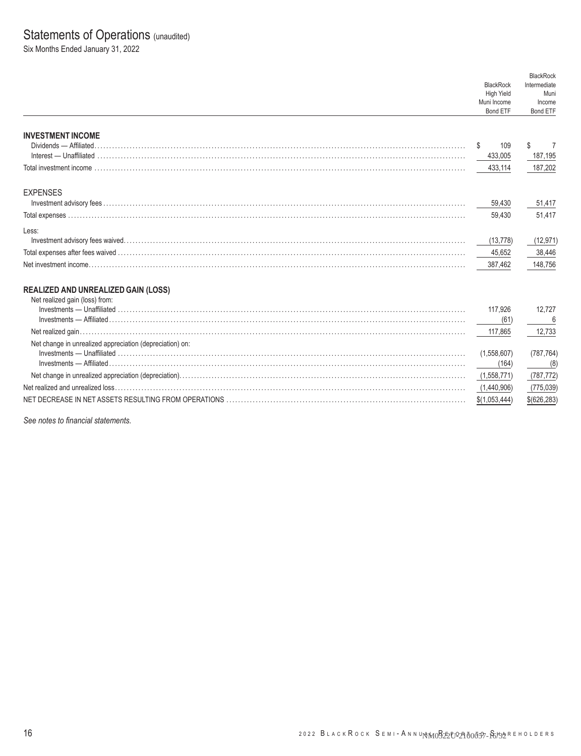# Statements of Operations (unaudited)

Six Months Ended January 31, 2022

| | BlackRock High Yield Muni Income Bond ETF | BlackRock Intermediate Muni Income Bond ETF |
|---|---|---|
| **INVESTMENT INCOME** | | |
| Dividends — Affiliated | $ 109 | $ 7 |
| Interest — Unaffiliated | 433,005 | 187,195 |
| Total investment income | 433,114 | 187,202 |
| **EXPENSES** | | |
| Investment advisory fees | 59,430 | 51,417 |
| Total expenses | 59,430 | 51,417 |
| Less: | | |
| Investment advisory fees waived | (13,778) | (12,971) |
| Total expenses after fees waived | 45,652 | 38,446 |
| Net investment income | 387,462 | 148,756 |
| **REALIZED AND UNREALIZED GAIN (LOSS)** | | |
| Net realized gain (loss) from: | | |
| Investments — Unaffiliated | 117,926 | 12,727 |
| Investments — Affiliated | (61) | 6 |
| Net realized gain | 117,865 | 12,733 |
| Net change in unrealized appreciation (depreciation) on: | | |
| Investments — Unaffiliated | (1,558,607) | (787,764) |
| Investments — Affiliated | (164) | (8) |
| Net change in unrealized appreciation (depreciation) | (1,558,771) | (787,772) |
| Net realized and unrealized loss | (1,440,906) | (775,039) |
| NET DECREASE IN NET ASSETS RESULTING FROM OPERATIONS | $(1,053,444) | $(626,283) |

*See notes to financial statements.*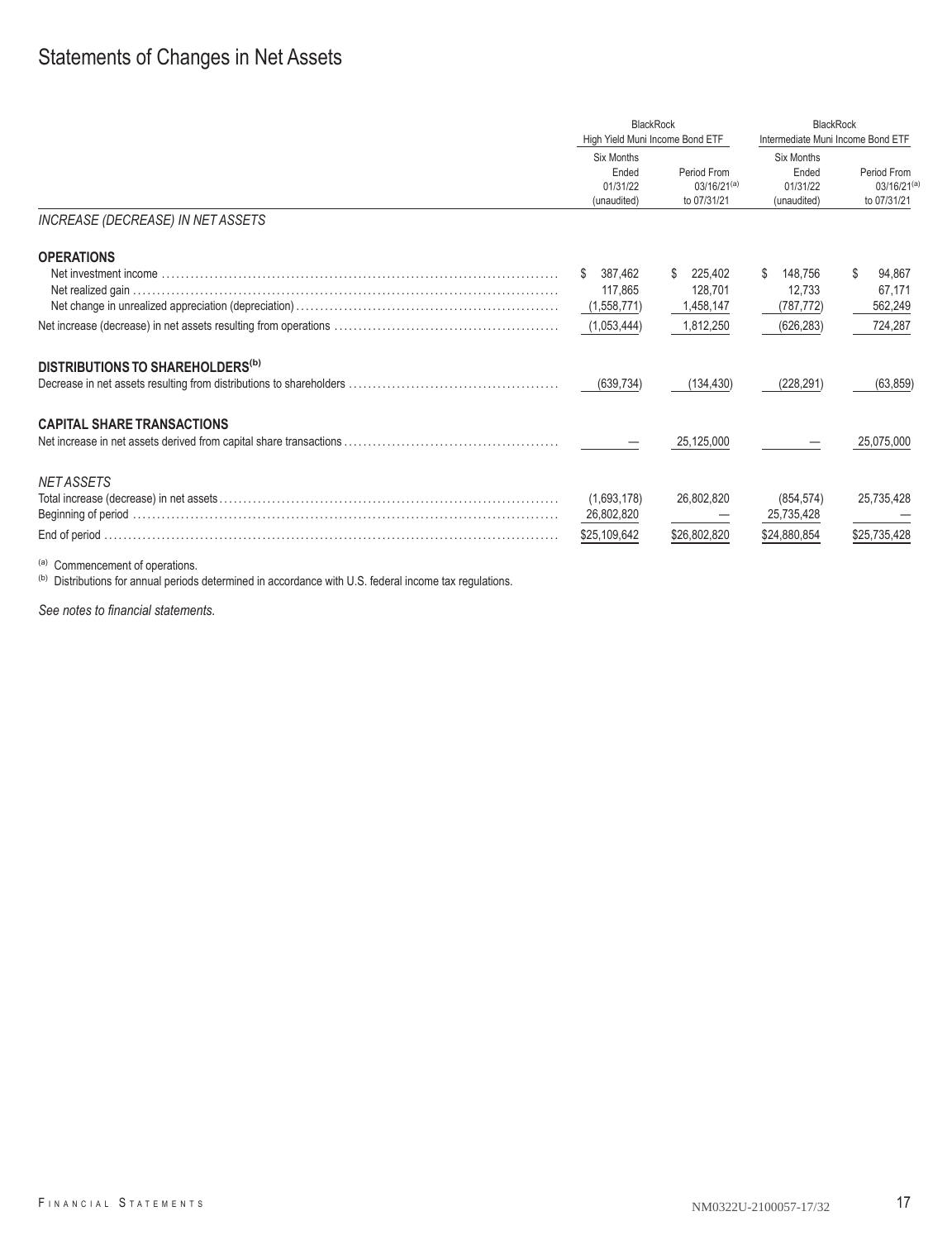# Statements of Changes in Net Assets

| | BlackRock High Yield Muni Income Bond ETF | | BlackRock Intermediate Muni Income Bond ETF | |
|---|---|---|---|---|
| | Six Months Ended 01/31/22 (unaudited) | Period From 03/16/21[(a)] to 07/31/21 | Six Months Ended 01/31/22 (unaudited) | Period From 03/16/21[(a)] to 07/31/21 |
| *INCREASE (DECREASE) IN NET ASSETS* | | | | |
| **OPERATIONS** | | | | |
| Net investment income | $ 387,462 | $ 225,402 | $ 148,756 | $ 94,867 |
| Net realized gain | 117,865 | 128,701 | 12,733 | 67,171 |
| Net change in unrealized appreciation (depreciation) | (1,558,771) | 1,458,147 | (787,772) | 562,249 |
| Net increase (decrease) in net assets resulting from operations | (1,053,444) | 1,812,250 | (626,283) | 724,287 |
| **DISTRIBUTIONS TO SHAREHOLDERS[(b)]** | | | | |
| Decrease in net assets resulting from distributions to shareholders | (639,734) | (134,430) | (228,291) | (63,859) |
| **CAPITAL SHARE TRANSACTIONS** | | | | |
| Net increase in net assets derived from capital share transactions | — | 25,125,000 | — | 25,075,000 |
| *NET ASSETS* | | | | |
| Total increase (decrease) in net assets | (1,693,178) | 26,802,820 | (854,574) | 25,735,428 |
| Beginning of period | 26,802,820 | — | 25,735,428 | — |
| End of period | $25,109,642 | $26,802,820 | $24,880,854 | $25,735,428 |

(a) Commencement of operations.
(b) Distributions for annual periods determined in accordance with U.S. federal income tax regulations.

*See notes to financial statements.*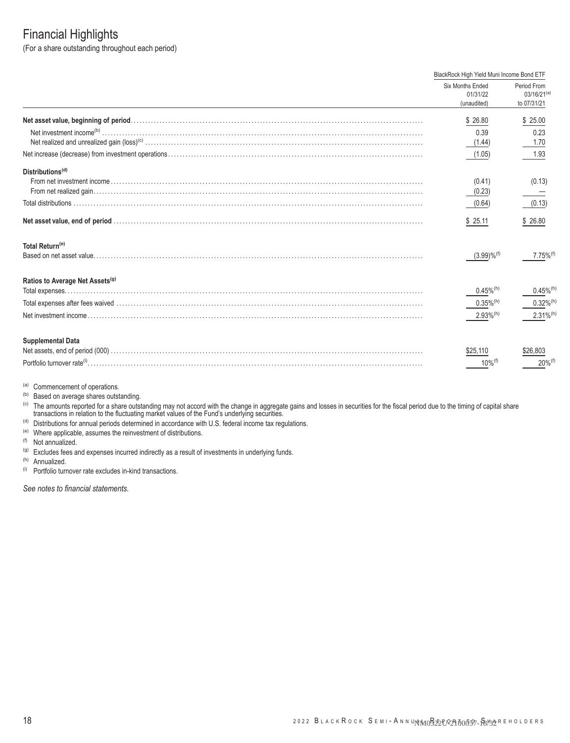# Financial Highlights

(For a share outstanding throughout each period)

| | BlackRock High Yield Muni Income Bond ETF | |
|---|---|---|
| | Six Months Ended 01/31/22 (unaudited) | Period From 03/16/21[a] to 07/31/21 |
| **Net asset value, beginning of period** | $ 26.80 | $ 25.00 |
| Net investment income[b] | 0.39 | 0.23 |
| Net realized and unrealized gain (loss)[c] | (1.44) | 1.70 |
| Net increase (decrease) from investment operations | (1.05) | 1.93 |
| **Distributions[d]** | | |
| From net investment income | (0.41) | (0.13) |
| From net realized gain | (0.23) | — |
| Total distributions | (0.64) | (0.13) |
| **Net asset value, end of period** | $ 25.11 | $ 26.80 |
| **Total Return[e]** | | |
| Based on net asset value | (3.99)%[f] | 7.75%[f] |
| **Ratios to Average Net Assets[g]** | | |
| Total expenses | 0.45%[h] | 0.45%[h] |
| Total expenses after fees waived | 0.35%[h] | 0.32%[h] |
| Net investment income | 2.93%[h] | 2.31%[h] |
| **Supplemental Data** | | |
| Net assets, end of period (000) | $25,110 | $26,803 |
| Portfolio turnover rate[i] | 10%[f] | 20%[f] |

[a] Commencement of operations.

[b] Based on average shares outstanding.

[c] The amounts reported for a share outstanding may not accord with the change in aggregate gains and losses in securities for the fiscal period due to the timing of capital share transactions in relation to the fluctuating market values of the Fund's underlying securities.

[d] Distributions for annual periods determined in accordance with U.S. federal income tax regulations.

[e] Where applicable, assumes the reinvestment of distributions.

[f] Not annualized.

[g] Excludes fees and expenses incurred indirectly as a result of investments in underlying funds.

[h] Annualized.

[i] Portfolio turnover rate excludes in-kind transactions.

*See notes to financial statements.*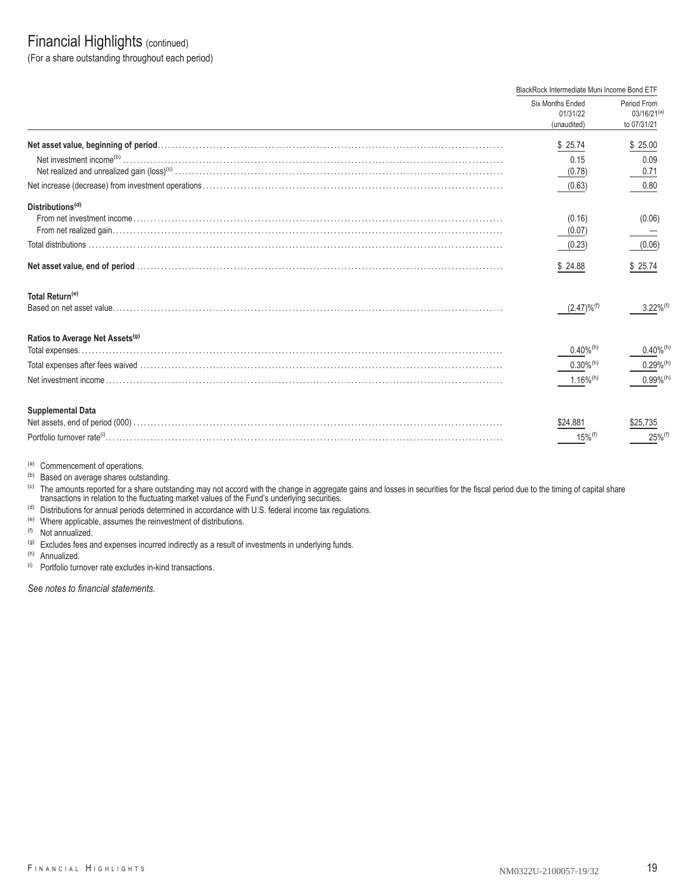# Financial Highlights (continued)

(For a share outstanding throughout each period)

| | BlackRock Intermediate Muni Income Bond ETF | |
|---|---|---|
| | Six Months Ended 01/31/22 (unaudited) | Period From 03/16/21[a] to 07/31/21 |
| **Net asset value, beginning of period** | $ 25.74 | $ 25.00 |
| Net investment income[b] | 0.15 | 0.09 |
| Net realized and unrealized gain (loss)[c] | (0.78) | 0.71 |
| Net increase (decrease) from investment operations | (0.63) | 0.80 |
| **Distributions[d]** | | |
| From net investment income | (0.16) | (0.06) |
| From net realized gain | (0.07) | — |
| Total distributions | (0.23) | (0.06) |
| **Net asset value, end of period** | $ 24.88 | $ 25.74 |
| **Total Return[e]** | | |
| Based on net asset value | (2.47)%[f] | 3.22%[f] |
| **Ratios to Average Net Assets[g]** | | |
| Total expenses | 0.40%[h] | 0.40%[h] |
| Total expenses after fees waived | 0.30%[h] | 0.29%[h] |
| Net investment income | 1.16%[h] | 0.99%[h] |
| **Supplemental Data** | | |
| Net assets, end of period (000) | $24,881 | $25,735 |
| Portfolio turnover rate[i] | 15%[f] | 25%[f] |

[a] Commencement of operations.

[b] Based on average shares outstanding.

[c] The amounts reported for a share outstanding may not accord with the change in aggregate gains and losses in securities for the fiscal period due to the timing of capital share transactions in relation to the fluctuating market values of the Fund's underlying securities.

[d] Distributions for annual periods determined in accordance with U.S. federal income tax regulations.

[e] Where applicable, assumes the reinvestment of distributions.

[f] Not annualized.

[g] Excludes fees and expenses incurred indirectly as a result of investments in underlying funds.

[h] Annualized.

[i] Portfolio turnover rate excludes in-kind transactions.

*See notes to financial statements.*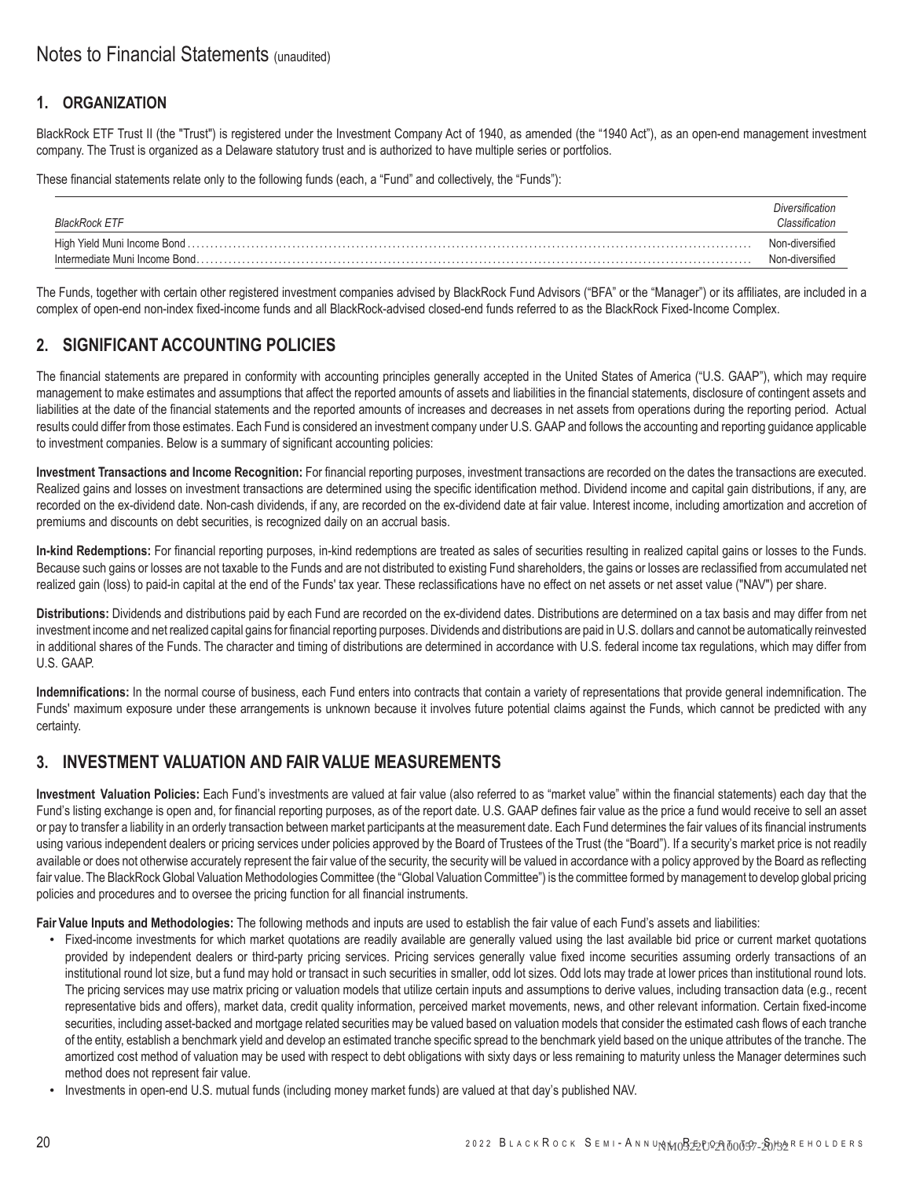# Notes to Financial Statements (unaudited)

## 1. ORGANIZATION

BlackRock ETF Trust II (the "Trust") is registered under the Investment Company Act of 1940, as amended (the "1940 Act"), as an open-end management investment company. The Trust is organized as a Delaware statutory trust and is authorized to have multiple series or portfolios.

These financial statements relate only to the following funds (each, a "Fund" and collectively, the "Funds"):

| *BlackRock ETF* | *Diversification Classification* |
|---|---|
| High Yield Muni Income Bond | Non-diversified |
| Intermediate Muni Income Bond | Non-diversified |

The Funds, together with certain other registered investment companies advised by BlackRock Fund Advisors ("BFA" or the "Manager") or its affiliates, are included in a complex of open-end non-index fixed-income funds and all BlackRock-advised closed-end funds referred to as the BlackRock Fixed-Income Complex.

## 2. SIGNIFICANT ACCOUNTING POLICIES

The financial statements are prepared in conformity with accounting principles generally accepted in the United States of America ("U.S. GAAP"), which may require management to make estimates and assumptions that affect the reported amounts of assets and liabilities in the financial statements, disclosure of contingent assets and liabilities at the date of the financial statements and the reported amounts of increases and decreases in net assets from operations during the reporting period. Actual results could differ from those estimates. Each Fund is considered an investment company under U.S. GAAP and follows the accounting and reporting guidance applicable to investment companies. Below is a summary of significant accounting policies:

**Investment Transactions and Income Recognition:** For financial reporting purposes, investment transactions are recorded on the dates the transactions are executed. Realized gains and losses on investment transactions are determined using the specific identification method. Dividend income and capital gain distributions, if any, are recorded on the ex-dividend date. Non-cash dividends, if any, are recorded on the ex-dividend date at fair value. Interest income, including amortization and accretion of premiums and discounts on debt securities, is recognized daily on an accrual basis.

**In-kind Redemptions:** For financial reporting purposes, in-kind redemptions are treated as sales of securities resulting in realized capital gains or losses to the Funds. Because such gains or losses are not taxable to the Funds and are not distributed to existing Fund shareholders, the gains or losses are reclassified from accumulated net realized gain (loss) to paid-in capital at the end of the Funds' tax year. These reclassifications have no effect on net assets or net asset value ("NAV") per share.

**Distributions:** Dividends and distributions paid by each Fund are recorded on the ex-dividend dates. Distributions are determined on a tax basis and may differ from net investment income and net realized capital gains for financial reporting purposes. Dividends and distributions are paid in U.S. dollars and cannot be automatically reinvested in additional shares of the Funds. The character and timing of distributions are determined in accordance with U.S. federal income tax regulations, which may differ from U.S. GAAP.

**Indemnifications:** In the normal course of business, each Fund enters into contracts that contain a variety of representations that provide general indemnification. The Funds' maximum exposure under these arrangements is unknown because it involves future potential claims against the Funds, which cannot be predicted with any certainty.

## 3. INVESTMENT VALUATION AND FAIR VALUE MEASUREMENTS

**Investment Valuation Policies:** Each Fund's investments are valued at fair value (also referred to as "market value" within the financial statements) each day that the Fund's listing exchange is open and, for financial reporting purposes, as of the report date. U.S. GAAP defines fair value as the price a fund would receive to sell an asset or pay to transfer a liability in an orderly transaction between market participants at the measurement date. Each Fund determines the fair values of its financial instruments using various independent dealers or pricing services under policies approved by the Board of Trustees of the Trust (the "Board"). If a security's market price is not readily available or does not otherwise accurately represent the fair value of the security, the security will be valued in accordance with a policy approved by the Board as reflecting fair value. The BlackRock Global Valuation Methodologies Committee (the "Global Valuation Committee") is the committee formed by management to develop global pricing policies and procedures and to oversee the pricing function for all financial instruments.

**Fair Value Inputs and Methodologies:** The following methods and inputs are used to establish the fair value of each Fund's assets and liabilities:

- Fixed-income investments for which market quotations are readily available are generally valued using the last available bid price or current market quotations provided by independent dealers or third-party pricing services. Pricing services generally value fixed income securities assuming orderly transactions of an institutional round lot size, but a fund may hold or transact in such securities in smaller, odd lot sizes. Odd lots may trade at lower prices than institutional round lots. The pricing services may use matrix pricing or valuation models that utilize certain inputs and assumptions to derive values, including transaction data (e.g., recent representative bids and offers), market data, credit quality information, perceived market movements, news, and other relevant information. Certain fixed-income securities, including asset-backed and mortgage related securities may be valued based on valuation models that consider the estimated cash flows of each tranche of the entity, establish a benchmark yield and develop an estimated tranche specific spread to the benchmark yield based on the unique attributes of the tranche. The amortized cost method of valuation may be used with respect to debt obligations with sixty days or less remaining to maturity unless the Manager determines such method does not represent fair value.
- Investments in open-end U.S. mutual funds (including money market funds) are valued at that day's published NAV.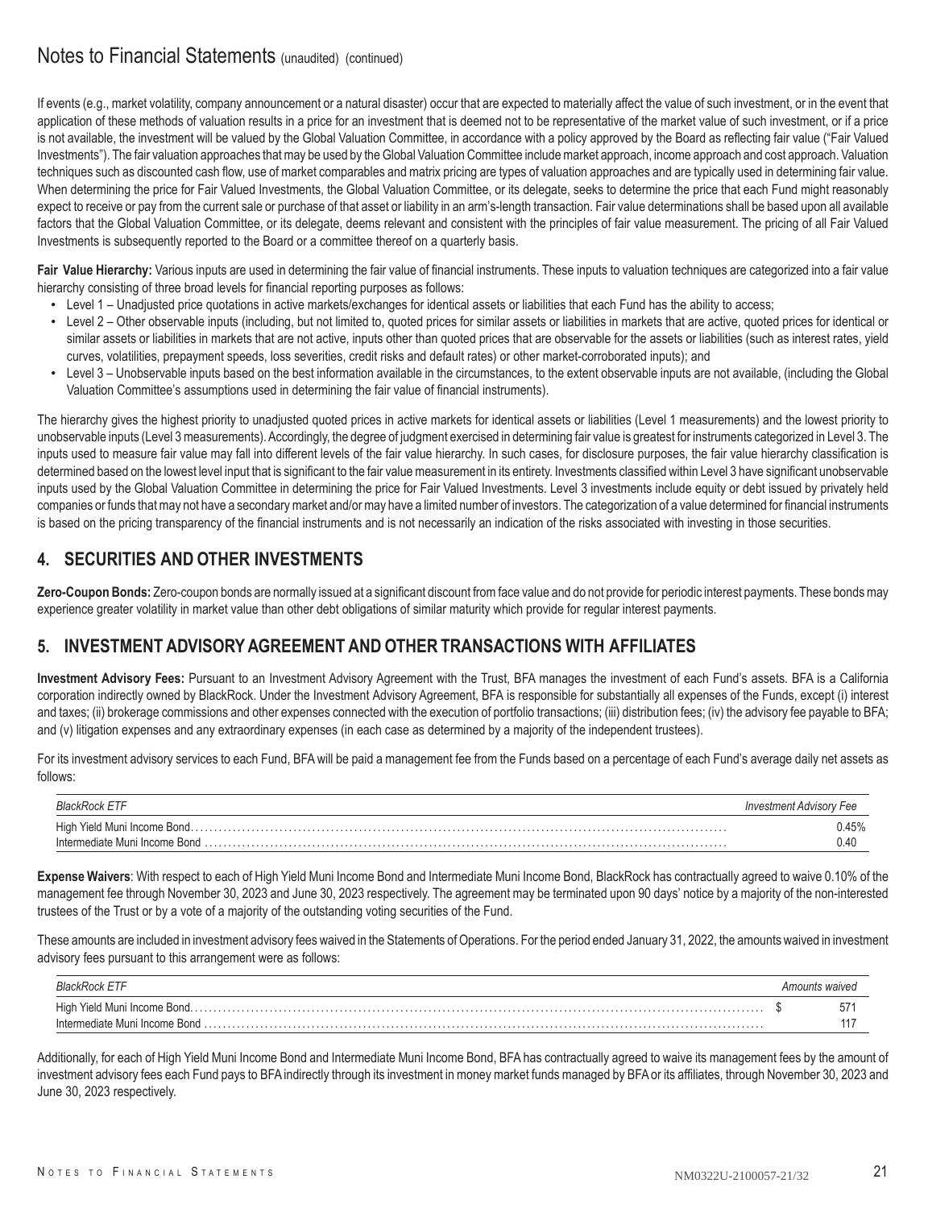# Notes to Financial Statements (unaudited) (continued)

If events (e.g., market volatility, company announcement or a natural disaster) occur that are expected to materially affect the value of such investment, or in the event that application of these methods of valuation results in a price for an investment that is deemed not to be representative of the market value of such investment, or if a price is not available, the investment will be valued by the Global Valuation Committee, in accordance with a policy approved by the Board as reflecting fair value ("Fair Valued Investments"). The fair valuation approaches that may be used by the Global Valuation Committee include market approach, income approach and cost approach. Valuation techniques such as discounted cash flow, use of market comparables and matrix pricing are types of valuation approaches and are typically used in determining fair value. When determining the price for Fair Valued Investments, the Global Valuation Committee, or its delegate, seeks to determine the price that each Fund might reasonably expect to receive or pay from the current sale or purchase of that asset or liability in an arm's-length transaction. Fair value determinations shall be based upon all available factors that the Global Valuation Committee, or its delegate, deems relevant and consistent with the principles of fair value measurement. The pricing of all Fair Valued Investments is subsequently reported to the Board or a committee thereof on a quarterly basis.

**Fair Value Hierarchy:** Various inputs are used in determining the fair value of financial instruments. These inputs to valuation techniques are categorized into a fair value hierarchy consisting of three broad levels for financial reporting purposes as follows:

- Level 1 – Unadjusted price quotations in active markets/exchanges for identical assets or liabilities that each Fund has the ability to access;
- Level 2 – Other observable inputs (including, but not limited to, quoted prices for similar assets or liabilities in markets that are active, quoted prices for identical or similar assets or liabilities in markets that are not active, inputs other than quoted prices that are observable for the assets or liabilities (such as interest rates, yield curves, volatilities, prepayment speeds, loss severities, credit risks and default rates) or other market-corroborated inputs); and
- Level 3 – Unobservable inputs based on the best information available in the circumstances, to the extent observable inputs are not available, (including the Global Valuation Committee's assumptions used in determining the fair value of financial instruments).

The hierarchy gives the highest priority to unadjusted quoted prices in active markets for identical assets or liabilities (Level 1 measurements) and the lowest priority to unobservable inputs (Level 3 measurements). Accordingly, the degree of judgment exercised in determining fair value is greatest for instruments categorized in Level 3. The inputs used to measure fair value may fall into different levels of the fair value hierarchy. In such cases, for disclosure purposes, the fair value hierarchy classification is determined based on the lowest level input that is significant to the fair value measurement in its entirety. Investments classified within Level 3 have significant unobservable inputs used by the Global Valuation Committee in determining the price for Fair Valued Investments. Level 3 investments include equity or debt issued by privately held companies or funds that may not have a secondary market and/or may have a limited number of investors. The categorization of a value determined for financial instruments is based on the pricing transparency of the financial instruments and is not necessarily an indication of the risks associated with investing in those securities.

## 4. SECURITIES AND OTHER INVESTMENTS

**Zero-Coupon Bonds:** Zero-coupon bonds are normally issued at a significant discount from face value and do not provide for periodic interest payments. These bonds may experience greater volatility in market value than other debt obligations of similar maturity which provide for regular interest payments.

## 5. INVESTMENT ADVISORY AGREEMENT AND OTHER TRANSACTIONS WITH AFFILIATES

**Investment Advisory Fees:** Pursuant to an Investment Advisory Agreement with the Trust, BFA manages the investment of each Fund's assets. BFA is a California corporation indirectly owned by BlackRock. Under the Investment Advisory Agreement, BFA is responsible for substantially all expenses of the Funds, except (i) interest and taxes; (ii) brokerage commissions and other expenses connected with the execution of portfolio transactions; (iii) distribution fees; (iv) the advisory fee payable to BFA; and (v) litigation expenses and any extraordinary expenses (in each case as determined by a majority of the independent trustees).

For its investment advisory services to each Fund, BFA will be paid a management fee from the Funds based on a percentage of each Fund's average daily net assets as follows:

| *BlackRock ETF* | *Investment Advisory Fee* |
|---|---|
| High Yield Muni Income Bond | 0.45% |
| Intermediate Muni Income Bond | 0.40 |

**Expense Waivers**: With respect to each of High Yield Muni Income Bond and Intermediate Muni Income Bond, BlackRock has contractually agreed to waive 0.10% of the management fee through November 30, 2023 and June 30, 2023 respectively. The agreement may be terminated upon 90 days' notice by a majority of the non-interested trustees of the Trust or by a vote of a majority of the outstanding voting securities of the Fund.

These amounts are included in investment advisory fees waived in the Statements of Operations. For the period ended January 31, 2022, the amounts waived in investment advisory fees pursuant to this arrangement were as follows:

| *BlackRock ETF* | *Amounts waived* |
|---|---|
| High Yield Muni Income Bond | $ 571 |
| Intermediate Muni Income Bond | 117 |

Additionally, for each of High Yield Muni Income Bond and Intermediate Muni Income Bond, BFA has contractually agreed to waive its management fees by the amount of investment advisory fees each Fund pays to BFA indirectly through its investment in money market funds managed by BFA or its affiliates, through November 30, 2023 and June 30, 2023 respectively.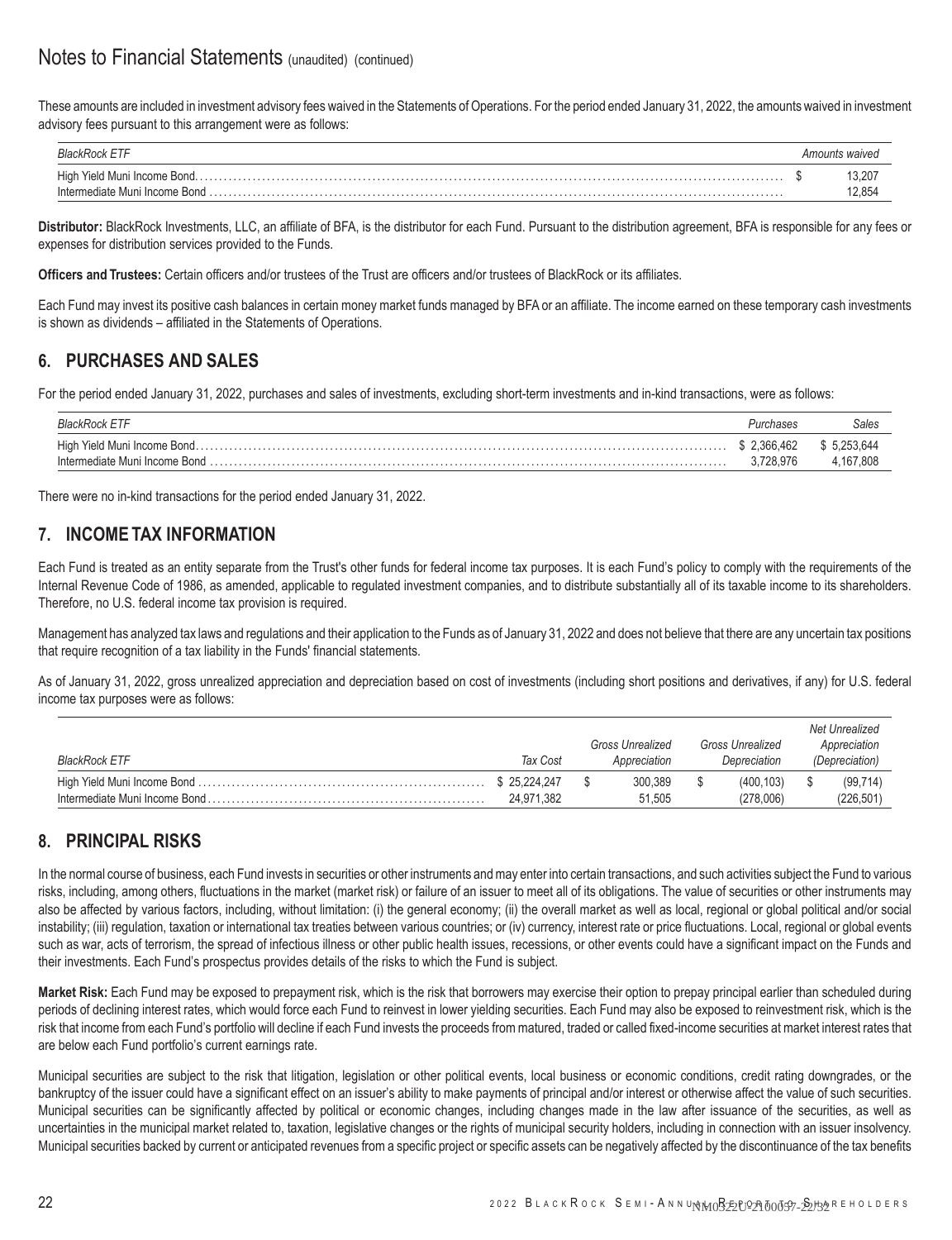# Notes to Financial Statements (unaudited) (continued)

These amounts are included in investment advisory fees waived in the Statements of Operations. For the period ended January 31, 2022, the amounts waived in investment advisory fees pursuant to this arrangement were as follows:

| BlackRock ETF | Amounts waived |
|---|---|
| High Yield Muni Income Bond | $ 13,207 |
| Intermediate Muni Income Bond | 12,854 |

**Distributor:** BlackRock Investments, LLC, an affiliate of BFA, is the distributor for each Fund. Pursuant to the distribution agreement, BFA is responsible for any fees or expenses for distribution services provided to the Funds.

**Officers and Trustees:** Certain officers and/or trustees of the Trust are officers and/or trustees of BlackRock or its affiliates.

Each Fund may invest its positive cash balances in certain money market funds managed by BFA or an affiliate. The income earned on these temporary cash investments is shown as dividends – affiliated in the Statements of Operations.

## 6. PURCHASES AND SALES

For the period ended January 31, 2022, purchases and sales of investments, excluding short-term investments and in-kind transactions, were as follows:

| BlackRock ETF | Purchases | Sales |
|---|---|---|
| High Yield Muni Income Bond | $ 2,366,462 | $ 5,253,644 |
| Intermediate Muni Income Bond | 3,728,976 | 4,167,808 |

There were no in-kind transactions for the period ended January 31, 2022.

## 7. INCOME TAX INFORMATION

Each Fund is treated as an entity separate from the Trust's other funds for federal income tax purposes. It is each Fund's policy to comply with the requirements of the Internal Revenue Code of 1986, as amended, applicable to regulated investment companies, and to distribute substantially all of its taxable income to its shareholders. Therefore, no U.S. federal income tax provision is required.

Management has analyzed tax laws and regulations and their application to the Funds as of January 31, 2022 and does not believe that there are any uncertain tax positions that require recognition of a tax liability in the Funds' financial statements.

As of January 31, 2022, gross unrealized appreciation and depreciation based on cost of investments (including short positions and derivatives, if any) for U.S. federal income tax purposes were as follows:

| BlackRock ETF | Tax Cost | Gross Unrealized Appreciation | Gross Unrealized Depreciation | Net Unrealized Appreciation (Depreciation) |
|---|---|---|---|---|
| High Yield Muni Income Bond | $ 25,224,247 | $ 300,389 | $ (400,103) | $ (99,714) |
| Intermediate Muni Income Bond | 24,971,382 | 51,505 | (278,006) | (226,501) |

## 8. PRINCIPAL RISKS

In the normal course of business, each Fund invests in securities or other instruments and may enter into certain transactions, and such activities subject the Fund to various risks, including, among others, fluctuations in the market (market risk) or failure of an issuer to meet all of its obligations. The value of securities or other instruments may also be affected by various factors, including, without limitation: (i) the general economy; (ii) the overall market as well as local, regional or global political and/or social instability; (iii) regulation, taxation or international tax treaties between various countries; or (iv) currency, interest rate or price fluctuations. Local, regional or global events such as war, acts of terrorism, the spread of infectious illness or other public health issues, recessions, or other events could have a significant impact on the Funds and their investments. Each Fund's prospectus provides details of the risks to which the Fund is subject.

**Market Risk:** Each Fund may be exposed to prepayment risk, which is the risk that borrowers may exercise their option to prepay principal earlier than scheduled during periods of declining interest rates, which would force each Fund to reinvest in lower yielding securities. Each Fund may also be exposed to reinvestment risk, which is the risk that income from each Fund's portfolio will decline if each Fund invests the proceeds from matured, traded or called fixed-income securities at market interest rates that are below each Fund portfolio's current earnings rate.

Municipal securities are subject to the risk that litigation, legislation or other political events, local business or economic conditions, credit rating downgrades, or the bankruptcy of the issuer could have a significant effect on an issuer's ability to make payments of principal and/or interest or otherwise affect the value of such securities. Municipal securities can be significantly affected by political or economic changes, including changes made in the law after issuance of the securities, as well as uncertainties in the municipal market related to, taxation, legislative changes or the rights of municipal security holders, including in connection with an issuer insolvency. Municipal securities backed by current or anticipated revenues from a specific project or specific assets can be negatively affected by the discontinuance of the tax benefits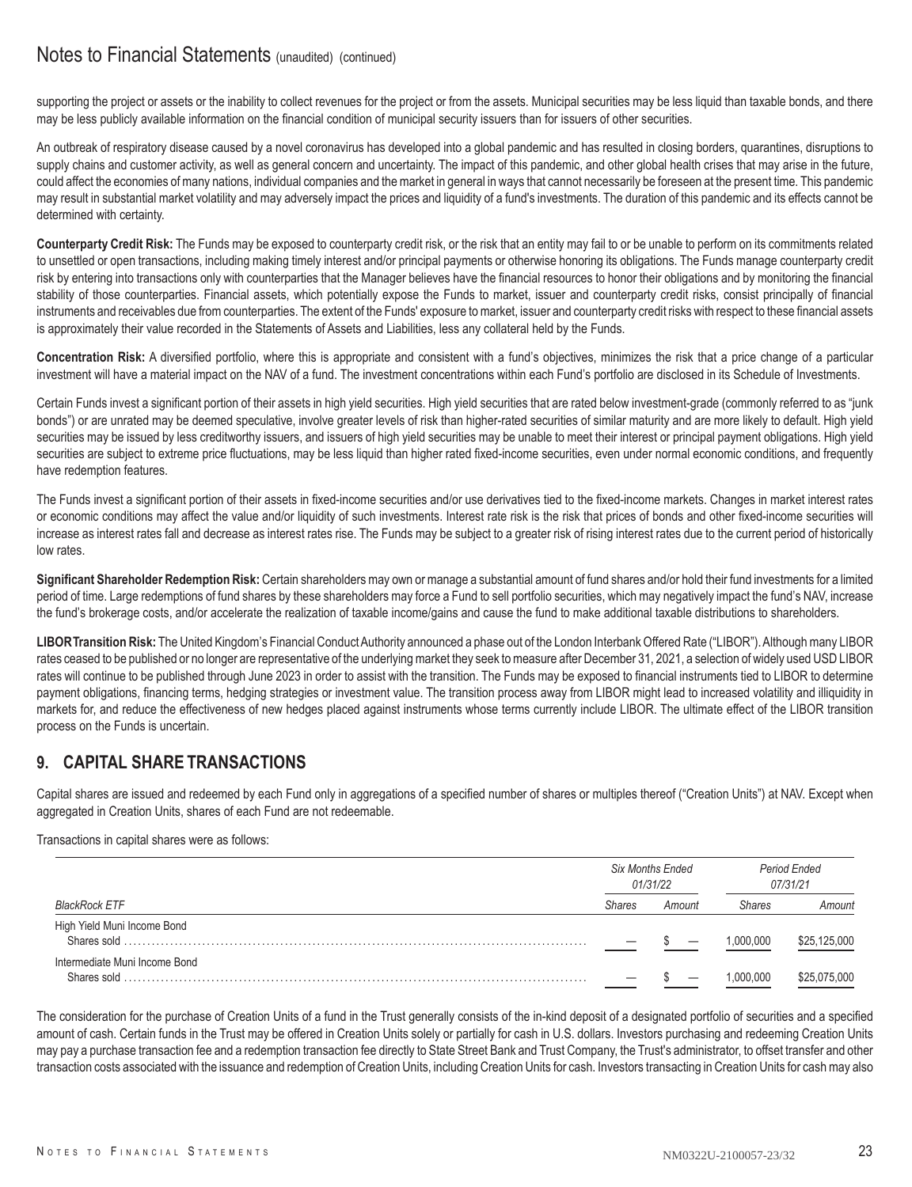supporting the project or assets or the inability to collect revenues for the project or from the assets. Municipal securities may be less liquid than taxable bonds, and there may be less publicly available information on the financial condition of municipal security issuers than for issuers of other securities.

An outbreak of respiratory disease caused by a novel coronavirus has developed into a global pandemic and has resulted in closing borders, quarantines, disruptions to supply chains and customer activity, as well as general concern and uncertainty. The impact of this pandemic, and other global health crises that may arise in the future, could affect the economies of many nations, individual companies and the market in general in ways that cannot necessarily be foreseen at the present time. This pandemic may result in substantial market volatility and may adversely impact the prices and liquidity of a fund's investments. The duration of this pandemic and its effects cannot be determined with certainty.

**Counterparty Credit Risk:** The Funds may be exposed to counterparty credit risk, or the risk that an entity may fail to or be unable to perform on its commitments related to unsettled or open transactions, including making timely interest and/or principal payments or otherwise honoring its obligations. The Funds manage counterparty credit risk by entering into transactions only with counterparties that the Manager believes have the financial resources to honor their obligations and by monitoring the financial stability of those counterparties. Financial assets, which potentially expose the Funds to market, issuer and counterparty credit risks, consist principally of financial instruments and receivables due from counterparties. The extent of the Funds' exposure to market, issuer and counterparty credit risks with respect to these financial assets is approximately their value recorded in the Statements of Assets and Liabilities, less any collateral held by the Funds.

**Concentration Risk:** A diversified portfolio, where this is appropriate and consistent with a fund's objectives, minimizes the risk that a price change of a particular investment will have a material impact on the NAV of a fund. The investment concentrations within each Fund's portfolio are disclosed in its Schedule of Investments.

Certain Funds invest a significant portion of their assets in high yield securities. High yield securities that are rated below investment-grade (commonly referred to as "junk bonds") or are unrated may be deemed speculative, involve greater levels of risk than higher-rated securities of similar maturity and are more likely to default. High yield securities may be issued by less creditworthy issuers, and issuers of high yield securities may be unable to meet their interest or principal payment obligations. High yield securities are subject to extreme price fluctuations, may be less liquid than higher rated fixed-income securities, even under normal economic conditions, and frequently have redemption features.

The Funds invest a significant portion of their assets in fixed-income securities and/or use derivatives tied to the fixed-income markets. Changes in market interest rates or economic conditions may affect the value and/or liquidity of such investments. Interest rate risk is the risk that prices of bonds and other fixed-income securities will increase as interest rates fall and decrease as interest rates rise. The Funds may be subject to a greater risk of rising interest rates due to the current period of historically low rates.

**Significant Shareholder Redemption Risk:** Certain shareholders may own or manage a substantial amount of fund shares and/or hold their fund investments for a limited period of time. Large redemptions of fund shares by these shareholders may force a Fund to sell portfolio securities, which may negatively impact the fund's NAV, increase the fund's brokerage costs, and/or accelerate the realization of taxable income/gains and cause the fund to make additional taxable distributions to shareholders.

**LIBOR Transition Risk:** The United Kingdom's Financial Conduct Authority announced a phase out of the London Interbank Offered Rate ("LIBOR"). Although many LIBOR rates ceased to be published or no longer are representative of the underlying market they seek to measure after December 31, 2021, a selection of widely used USD LIBOR rates will continue to be published through June 2023 in order to assist with the transition. The Funds may be exposed to financial instruments tied to LIBOR to determine payment obligations, financing terms, hedging strategies or investment value. The transition process away from LIBOR might lead to increased volatility and illiquidity in markets for, and reduce the effectiveness of new hedges placed against instruments whose terms currently include LIBOR. The ultimate effect of the LIBOR transition process on the Funds is uncertain.

## 9. CAPITAL SHARE TRANSACTIONS

Capital shares are issued and redeemed by each Fund only in aggregations of a specified number of shares or multiples thereof ("Creation Units") at NAV. Except when aggregated in Creation Units, shares of each Fund are not redeemable.

Transactions in capital shares were as follows:

| | *Six Months Ended 01/31/22* | | *Period Ended 07/31/21* | |
|---|---|---|---|---|
| *BlackRock ETF* | *Shares* | *Amount* | *Shares* | *Amount* |
| High Yield Muni Income Bond | | | | |
| Shares sold | — | $ — | 1,000,000 | $25,125,000 |
| Intermediate Muni Income Bond | | | | |
| Shares sold | — | $ — | 1,000,000 | $25,075,000 |

The consideration for the purchase of Creation Units of a fund in the Trust generally consists of the in-kind deposit of a designated portfolio of securities and a specified amount of cash. Certain funds in the Trust may be offered in Creation Units solely or partially for cash in U.S. dollars. Investors purchasing and redeeming Creation Units may pay a purchase transaction fee and a redemption transaction fee directly to State Street Bank and Trust Company, the Trust's administrator, to offset transfer and other transaction costs associated with the issuance and redemption of Creation Units, including Creation Units for cash. Investors transacting in Creation Units for cash may also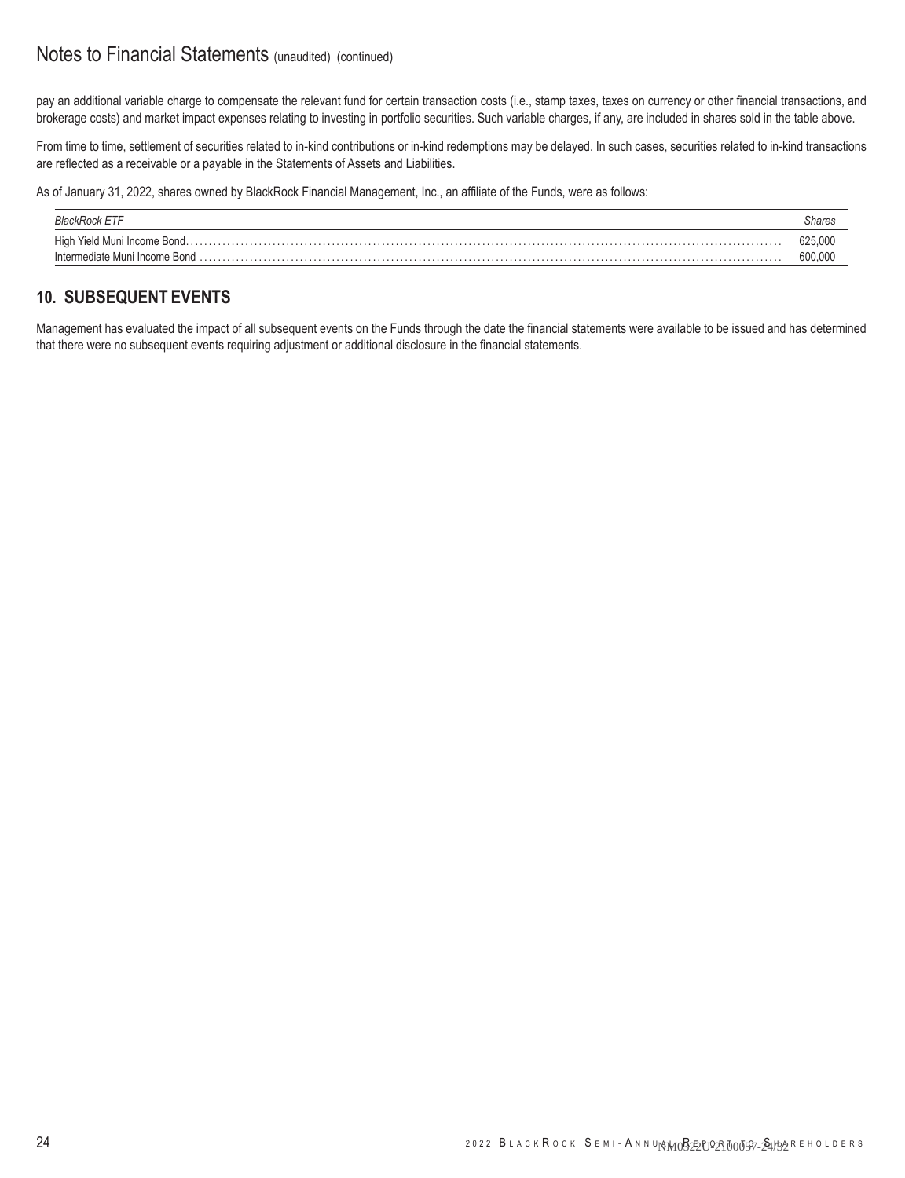pay an additional variable charge to compensate the relevant fund for certain transaction costs (i.e., stamp taxes, taxes on currency or other financial transactions, and brokerage costs) and market impact expenses relating to investing in portfolio securities. Such variable charges, if any, are included in shares sold in the table above.

From time to time, settlement of securities related to in-kind contributions or in-kind redemptions may be delayed. In such cases, securities related to in-kind transactions are reflected as a receivable or a payable in the Statements of Assets and Liabilities.

As of January 31, 2022, shares owned by BlackRock Financial Management, Inc., an affiliate of the Funds, were as follows:

| *BlackRock ETF* | *Shares* |
|---|---|
| High Yield Muni Income Bond | 625,000 |
| Intermediate Muni Income Bond | 600,000 |

## 10. SUBSEQUENT EVENTS

Management has evaluated the impact of all subsequent events on the Funds through the date the financial statements were available to be issued and has determined that there were no subsequent events requiring adjustment or additional disclosure in the financial statements.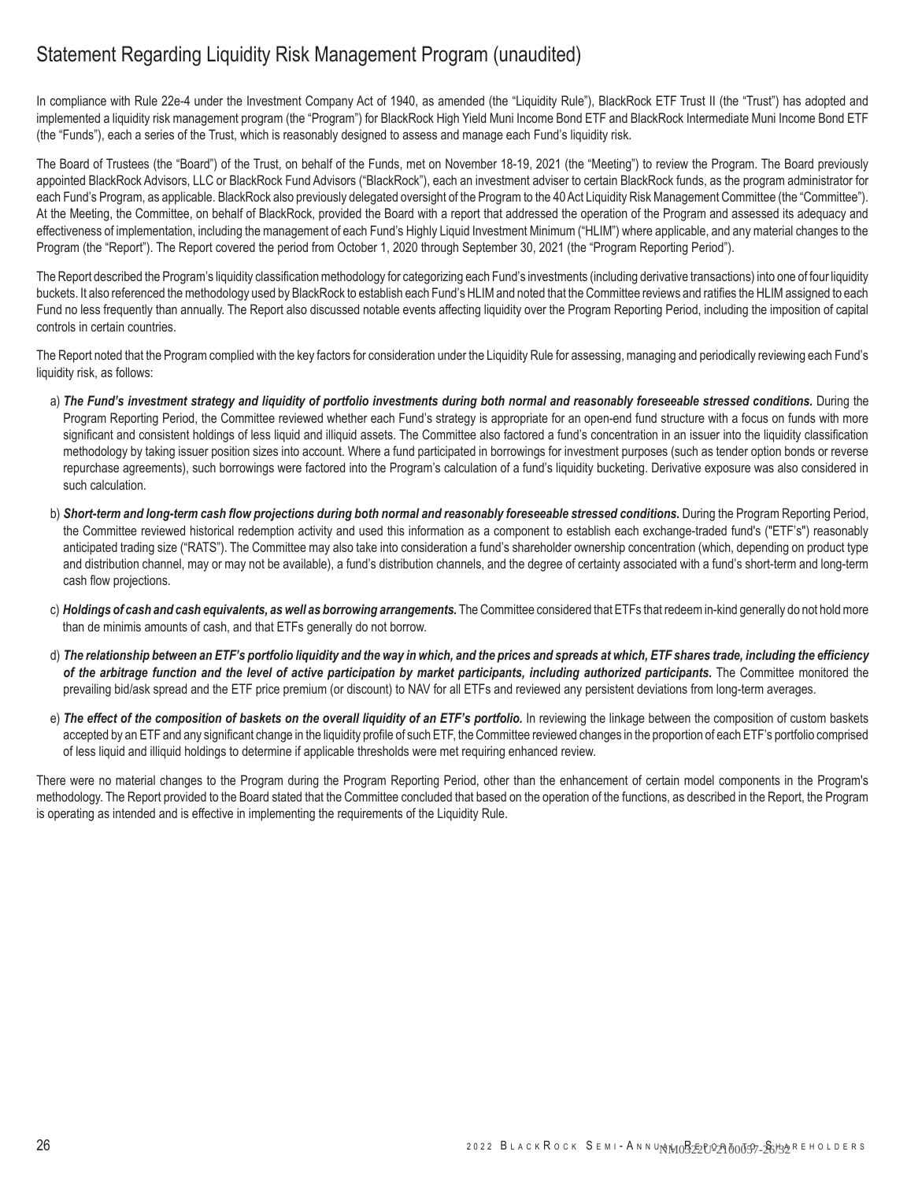# Statement Regarding Liquidity Risk Management Program (unaudited)

In compliance with Rule 22e-4 under the Investment Company Act of 1940, as amended (the "Liquidity Rule"), BlackRock ETF Trust II (the "Trust") has adopted and implemented a liquidity risk management program (the "Program") for BlackRock High Yield Muni Income Bond ETF and BlackRock Intermediate Muni Income Bond ETF (the "Funds"), each a series of the Trust, which is reasonably designed to assess and manage each Fund's liquidity risk.

The Board of Trustees (the "Board") of the Trust, on behalf of the Funds, met on November 18-19, 2021 (the "Meeting") to review the Program. The Board previously appointed BlackRock Advisors, LLC or BlackRock Fund Advisors ("BlackRock"), each an investment adviser to certain BlackRock funds, as the program administrator for each Fund's Program, as applicable. BlackRock also previously delegated oversight of the Program to the 40 Act Liquidity Risk Management Committee (the "Committee"). At the Meeting, the Committee, on behalf of BlackRock, provided the Board with a report that addressed the operation of the Program and assessed its adequacy and effectiveness of implementation, including the management of each Fund's Highly Liquid Investment Minimum ("HLIM") where applicable, and any material changes to the Program (the "Report"). The Report covered the period from October 1, 2020 through September 30, 2021 (the "Program Reporting Period").

The Report described the Program's liquidity classification methodology for categorizing each Fund's investments (including derivative transactions) into one of four liquidity buckets. It also referenced the methodology used by BlackRock to establish each Fund's HLIM and noted that the Committee reviews and ratifies the HLIM assigned to each Fund no less frequently than annually. The Report also discussed notable events affecting liquidity over the Program Reporting Period, including the imposition of capital controls in certain countries.

The Report noted that the Program complied with the key factors for consideration under the Liquidity Rule for assessing, managing and periodically reviewing each Fund's liquidity risk, as follows:

a) ***The Fund's investment strategy and liquidity of portfolio investments during both normal and reasonably foreseeable stressed conditions.*** During the Program Reporting Period, the Committee reviewed whether each Fund's strategy is appropriate for an open-end fund structure with a focus on funds with more significant and consistent holdings of less liquid and illiquid assets. The Committee also factored a fund's concentration in an issuer into the liquidity classification methodology by taking issuer position sizes into account. Where a fund participated in borrowings for investment purposes (such as tender option bonds or reverse repurchase agreements), such borrowings were factored into the Program's calculation of a fund's liquidity bucketing. Derivative exposure was also considered in such calculation.

b) ***Short-term and long-term cash flow projections during both normal and reasonably foreseeable stressed conditions.*** During the Program Reporting Period, the Committee reviewed historical redemption activity and used this information as a component to establish each exchange-traded fund's ("ETF's") reasonably anticipated trading size ("RATS"). The Committee may also take into consideration a fund's shareholder ownership concentration (which, depending on product type and distribution channel, may or may not be available), a fund's distribution channels, and the degree of certainty associated with a fund's short-term and long-term cash flow projections.

c) ***Holdings of cash and cash equivalents, as well as borrowing arrangements.*** The Committee considered that ETFs that redeem in-kind generally do not hold more than de minimis amounts of cash, and that ETFs generally do not borrow.

d) ***The relationship between an ETF's portfolio liquidity and the way in which, and the prices and spreads at which, ETF shares trade, including the efficiency of the arbitrage function and the level of active participation by market participants, including authorized participants.*** The Committee monitored the prevailing bid/ask spread and the ETF price premium (or discount) to NAV for all ETFs and reviewed any persistent deviations from long-term averages.

e) ***The effect of the composition of baskets on the overall liquidity of an ETF's portfolio.*** In reviewing the linkage between the composition of custom baskets accepted by an ETF and any significant change in the liquidity profile of such ETF, the Committee reviewed changes in the proportion of each ETF's portfolio comprised of less liquid and illiquid holdings to determine if applicable thresholds were met requiring enhanced review.

There were no material changes to the Program during the Program Reporting Period, other than the enhancement of certain model components in the Program's methodology. The Report provided to the Board stated that the Committee concluded that based on the operation of the functions, as described in the Report, the Program is operating as intended and is effective in implementing the requirements of the Liquidity Rule.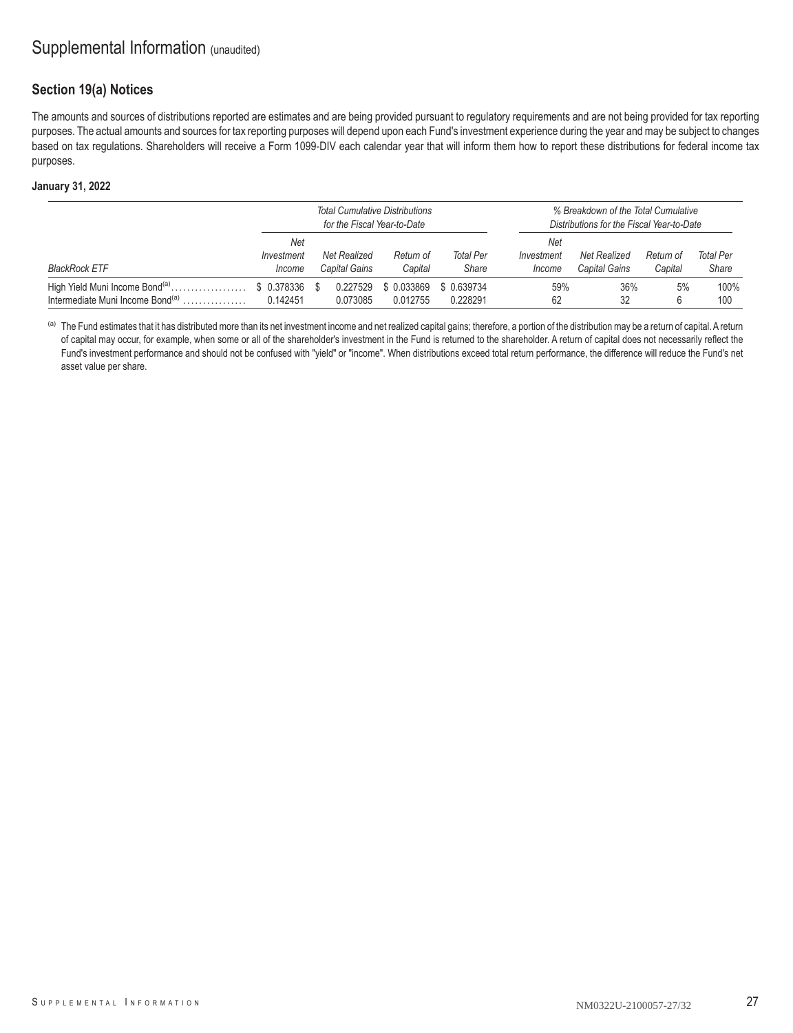# Supplemental Information (unaudited)

## Section 19(a) Notices

The amounts and sources of distributions reported are estimates and are being provided pursuant to regulatory requirements and are not being provided for tax reporting purposes. The actual amounts and sources for tax reporting purposes will depend upon each Fund's investment experience during the year and may be subject to changes based on tax regulations. Shareholders will receive a Form 1099-DIV each calendar year that will inform them how to report these distributions for federal income tax purposes.

**January 31, 2022**

| | *Total Cumulative Distributions for the Fiscal Year-to-Date* | | | | *% Breakdown of the Total Cumulative Distributions for the Fiscal Year-to-Date* | | | |
|---|---|---|---|---|---|---|---|---|
| *BlackRock ETF* | *Net Investment Income* | *Net Realized Capital Gains* | *Return of Capital* | *Total Per Share* | *Net Investment Income* | *Net Realized Capital Gains* | *Return of Capital* | *Total Per Share* |
| High Yield Muni Income Bond[(a)] | $ 0.378336 | $ 0.227529 | $ 0.033869 | $ 0.639734 | 59% | 36% | 5% | 100% |
| Intermediate Muni Income Bond[(a)] | 0.142451 | 0.073085 | 0.012755 | 0.228291 | 62 | 32 | 6 | 100 |

[(a)] The Fund estimates that it has distributed more than its net investment income and net realized capital gains; therefore, a portion of the distribution may be a return of capital. A return of capital may occur, for example, when some or all of the shareholder's investment in the Fund is returned to the shareholder. A return of capital does not necessarily reflect the Fund's investment performance and should not be confused with "yield" or "income". When distributions exceed total return performance, the difference will reduce the Fund's net asset value per share.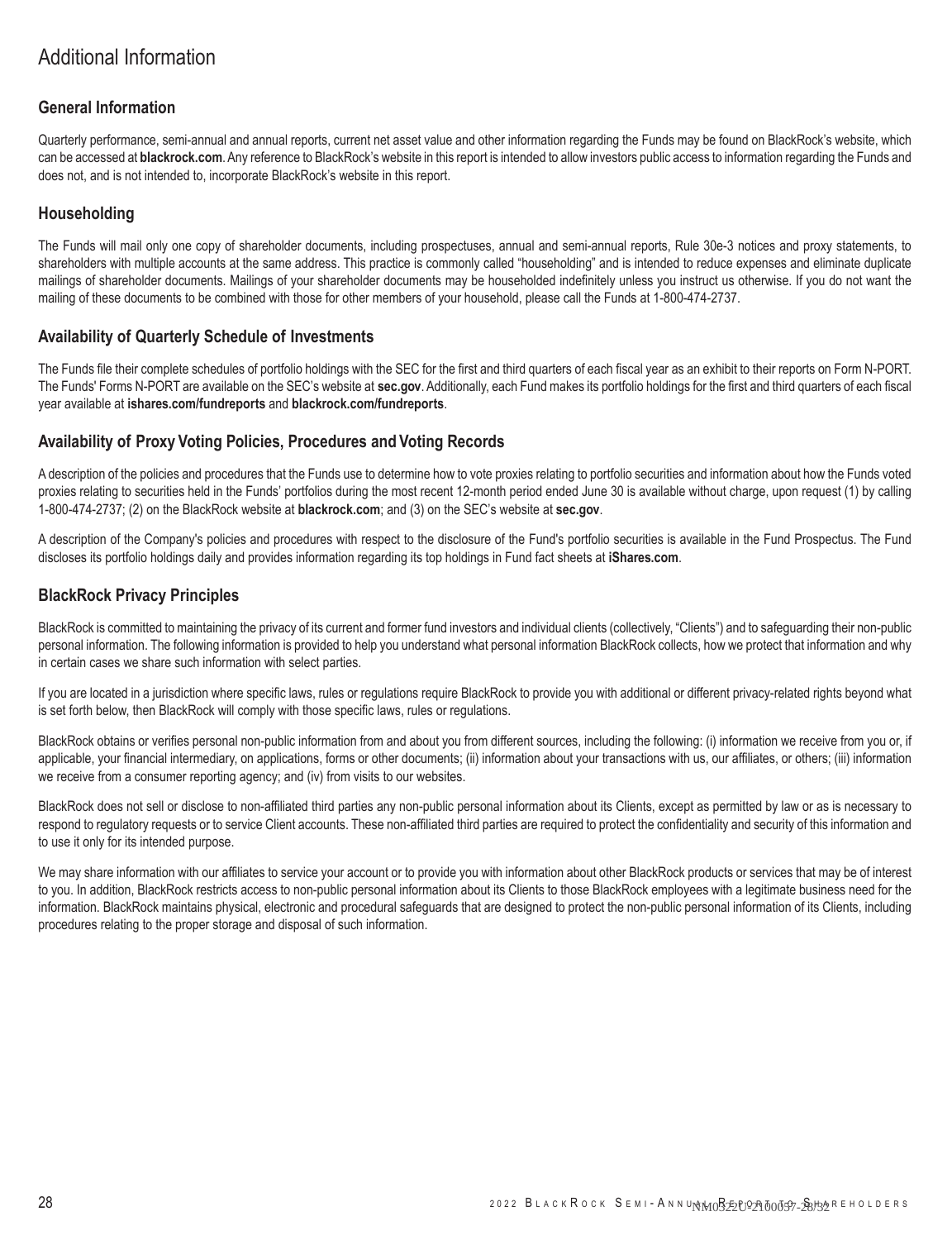# Additional Information

## General Information

Quarterly performance, semi-annual and annual reports, current net asset value and other information regarding the Funds may be found on BlackRock's website, which can be accessed at **blackrock.com**. Any reference to BlackRock's website in this report is intended to allow investors public access to information regarding the Funds and does not, and is not intended to, incorporate BlackRock's website in this report.

## Householding

The Funds will mail only one copy of shareholder documents, including prospectuses, annual and semi-annual reports, Rule 30e-3 notices and proxy statements, to shareholders with multiple accounts at the same address. This practice is commonly called "householding" and is intended to reduce expenses and eliminate duplicate mailings of shareholder documents. Mailings of your shareholder documents may be householded indefinitely unless you instruct us otherwise. If you do not want the mailing of these documents to be combined with those for other members of your household, please call the Funds at 1-800-474-2737.

## Availability of Quarterly Schedule of Investments

The Funds file their complete schedules of portfolio holdings with the SEC for the first and third quarters of each fiscal year as an exhibit to their reports on Form N-PORT. The Funds' Forms N-PORT are available on the SEC's website at **sec.gov**. Additionally, each Fund makes its portfolio holdings for the first and third quarters of each fiscal year available at **ishares.com/fundreports** and **blackrock.com/fundreports**.

## Availability of Proxy Voting Policies, Procedures and Voting Records

A description of the policies and procedures that the Funds use to determine how to vote proxies relating to portfolio securities and information about how the Funds voted proxies relating to securities held in the Funds' portfolios during the most recent 12-month period ended June 30 is available without charge, upon request (1) by calling 1-800-474-2737; (2) on the BlackRock website at **blackrock.com**; and (3) on the SEC's website at **sec.gov**.

A description of the Company's policies and procedures with respect to the disclosure of the Fund's portfolio securities is available in the Fund Prospectus. The Fund discloses its portfolio holdings daily and provides information regarding its top holdings in Fund fact sheets at **iShares.com**.

## BlackRock Privacy Principles

BlackRock is committed to maintaining the privacy of its current and former fund investors and individual clients (collectively, "Clients") and to safeguarding their non-public personal information. The following information is provided to help you understand what personal information BlackRock collects, how we protect that information and why in certain cases we share such information with select parties.

If you are located in a jurisdiction where specific laws, rules or regulations require BlackRock to provide you with additional or different privacy-related rights beyond what is set forth below, then BlackRock will comply with those specific laws, rules or regulations.

BlackRock obtains or verifies personal non-public information from and about you from different sources, including the following: (i) information we receive from you or, if applicable, your financial intermediary, on applications, forms or other documents; (ii) information about your transactions with us, our affiliates, or others; (iii) information we receive from a consumer reporting agency; and (iv) from visits to our websites.

BlackRock does not sell or disclose to non-affiliated third parties any non-public personal information about its Clients, except as permitted by law or as is necessary to respond to regulatory requests or to service Client accounts. These non-affiliated third parties are required to protect the confidentiality and security of this information and to use it only for its intended purpose.

We may share information with our affiliates to service your account or to provide you with information about other BlackRock products or services that may be of interest to you. In addition, BlackRock restricts access to non-public personal information about its Clients to those BlackRock employees with a legitimate business need for the information. BlackRock maintains physical, electronic and procedural safeguards that are designed to protect the non-public personal information of its Clients, including procedures relating to the proper storage and disposal of such information.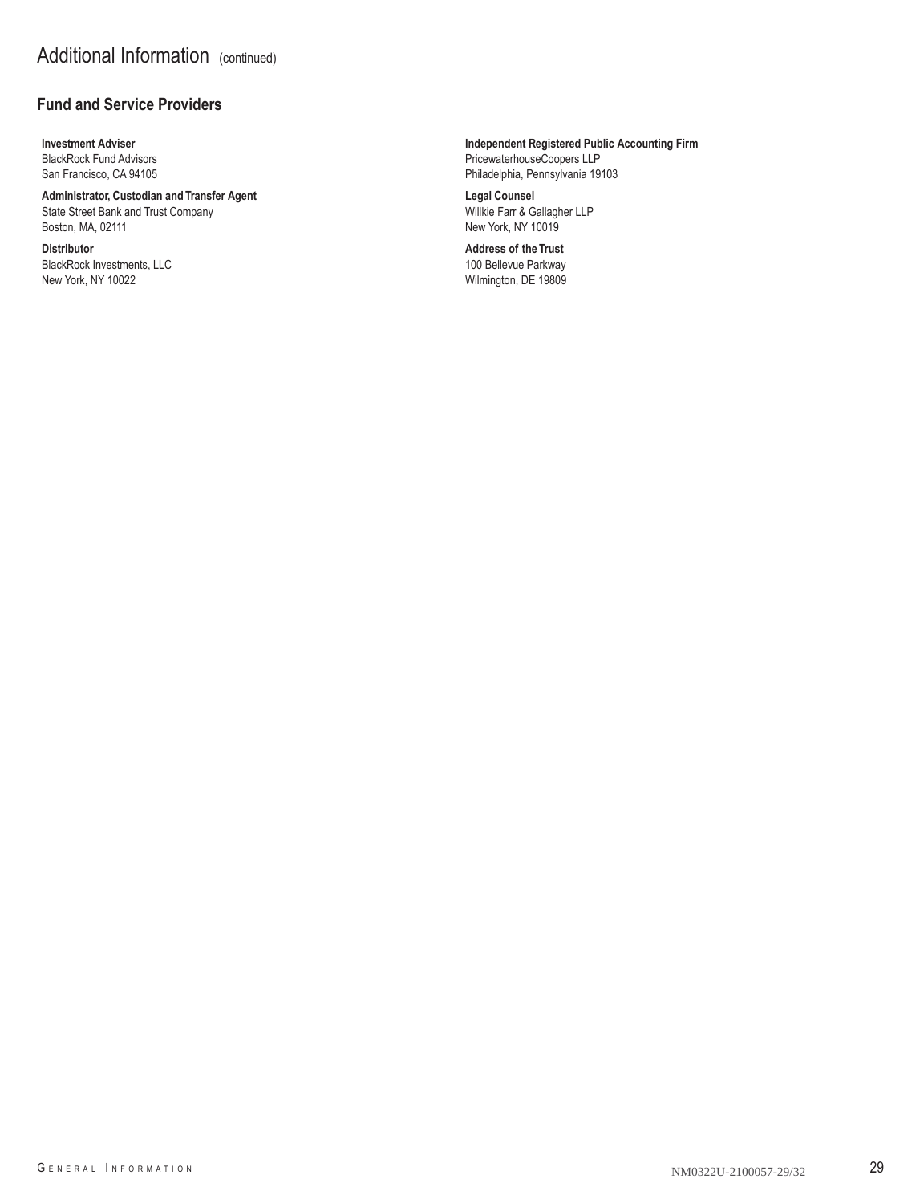# Additional Information (continued)

## Fund and Service Providers

**Investment Adviser**
BlackRock Fund Advisors
San Francisco, CA 94105

**Administrator, Custodian and Transfer Agent**
State Street Bank and Trust Company
Boston, MA, 02111

**Distributor**
BlackRock Investments, LLC
New York, NY 10022

**Independent Registered Public Accounting Firm**
PricewaterhouseCoopers LLP
Philadelphia, Pennsylvania 19103

**Legal Counsel**
Willkie Farr & Gallagher LLP
New York, NY 10019

**Address of the Trust**
100 Bellevue Parkway
Wilmington, DE 19809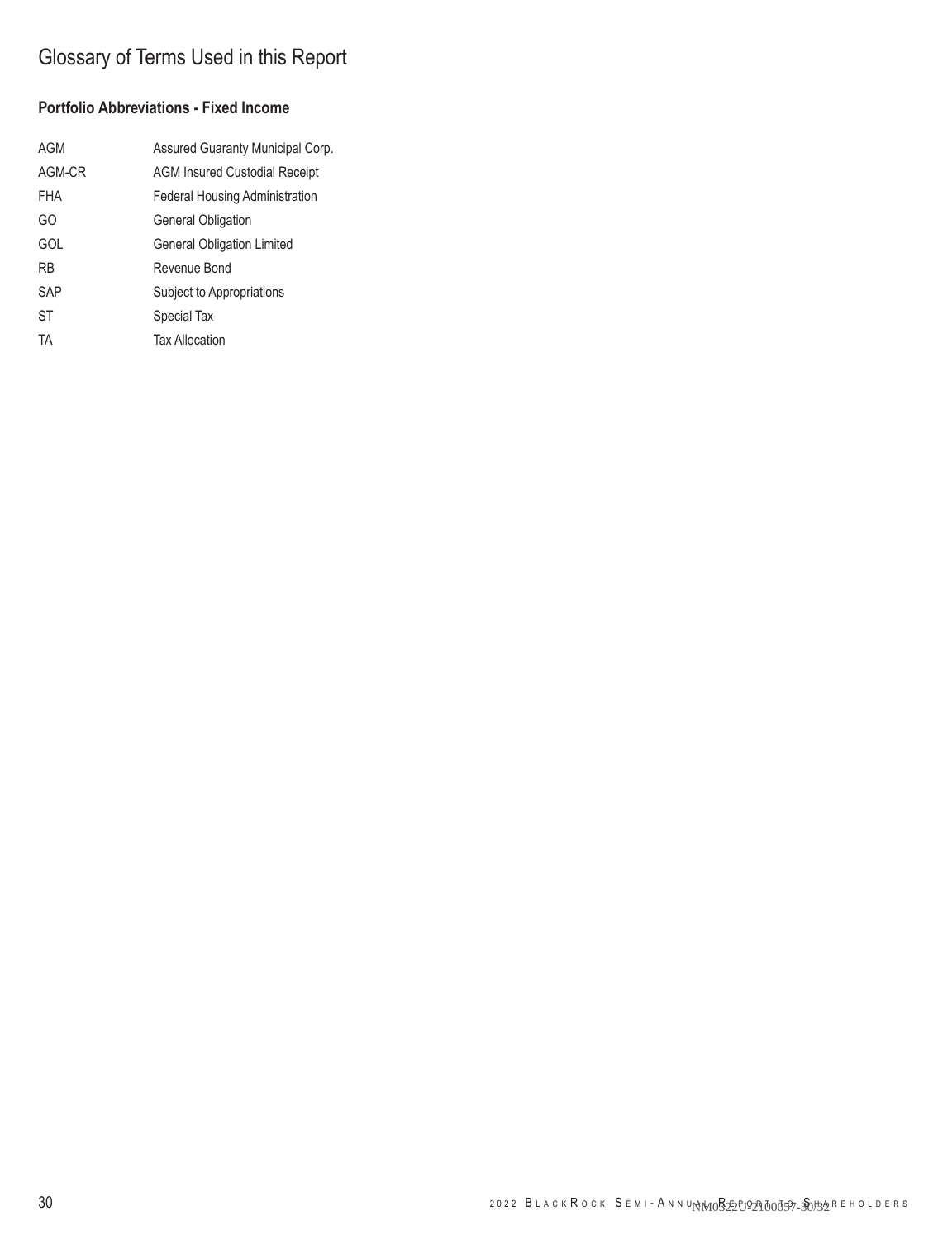# Glossary of Terms Used in this Report

### Portfolio Abbreviations - Fixed Income

| | |
|---|---|
| AGM | Assured Guaranty Municipal Corp. |
| AGM-CR | AGM Insured Custodial Receipt |
| FHA | Federal Housing Administration |
| GO | General Obligation |
| GOL | General Obligation Limited |
| RB | Revenue Bond |
| SAP | Subject to Appropriations |
| ST | Special Tax |
| TA | Tax Allocation |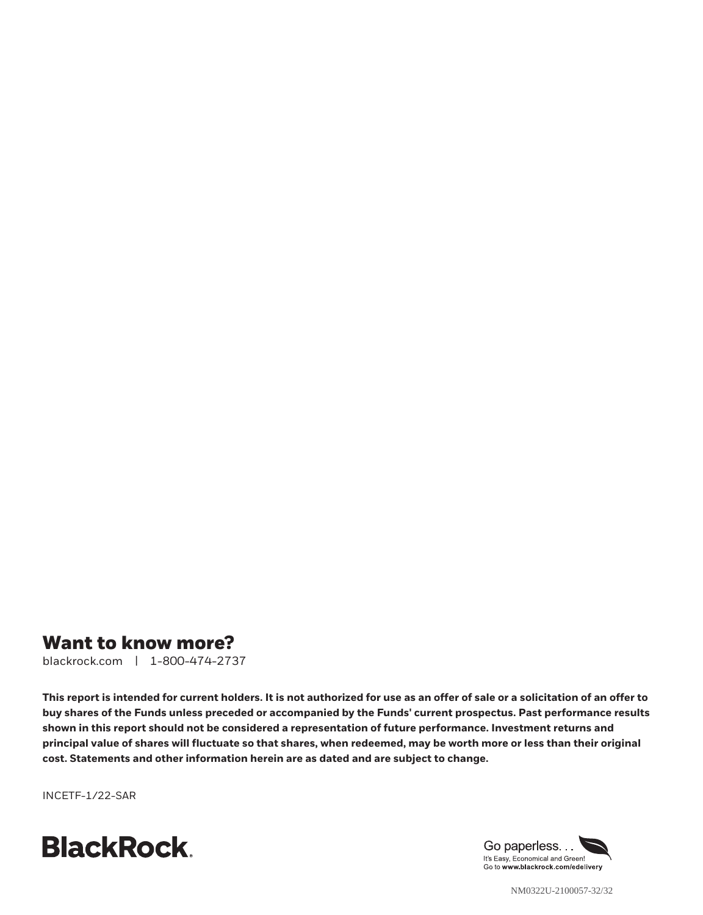## Want to know more?

blackrock.com | 1-800-474-2737

**This report is intended for current holders. It is not authorized for use as an offer of sale or a solicitation of an offer to buy shares of the Funds unless preceded or accompanied by the Funds' current prospectus. Past performance results shown in this report should not be considered a representation of future performance. Investment returns and principal value of shares will fluctuate so that shares, when redeemed, may be worth more or less than their original cost. Statements and other information herein are as dated and are subject to change.**

INCETF-1/22-SAR

BlackRock.

Go paperless. . .
It's Easy, Economical and Green!
Go to **www.blackrock.com/edelivery**

NM0322U-2100057-32/32